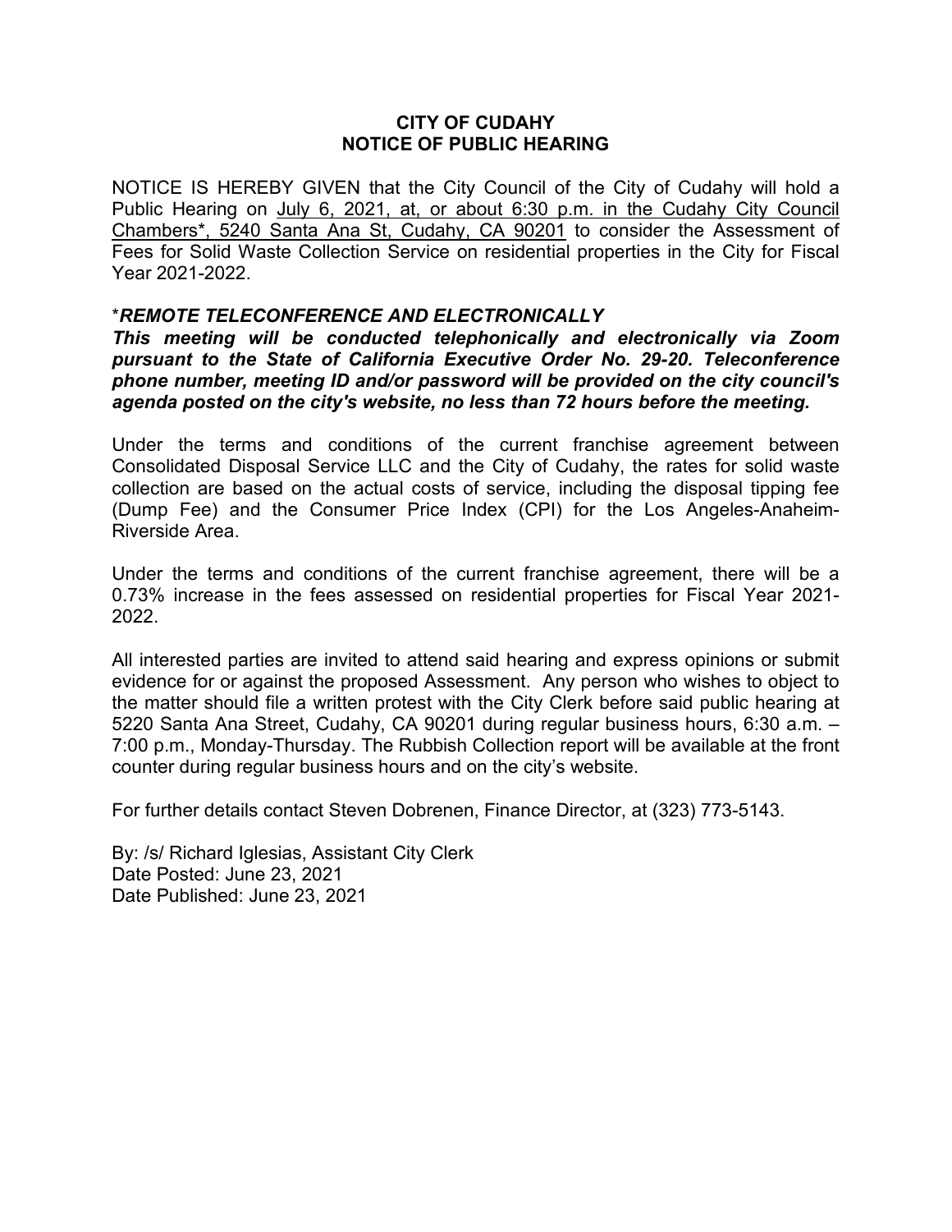# CITY OF CUDAHY
## NOTICE OF PUBLIC HEARING

NOTICE IS HEREBY GIVEN that the City Council of the City of Cudahy will hold a Public Hearing on July 6, 2021, at, or about 6:30 p.m. in the Cudahy City Council Chambers*, 5240 Santa Ana St, Cudahy, CA 90201 to consider the Assessment of Fees for Solid Waste Collection Service on residential properties in the City for Fiscal Year 2021-2022.

*_**REMOTE TELECONFERENCE AND ELECTRONICALLY**_

_**This meeting will be conducted telephonically and electronically via Zoom pursuant to the State of California Executive Order No. 29-20. Teleconference phone number, meeting ID and/or password will be provided on the city council's agenda posted on the city's website, no less than 72 hours before the meeting.**_

Under the terms and conditions of the current franchise agreement between Consolidated Disposal Service LLC and the City of Cudahy, the rates for solid waste collection are based on the actual costs of service, including the disposal tipping fee (Dump Fee) and the Consumer Price Index (CPI) for the Los Angeles-Anaheim-Riverside Area.

Under the terms and conditions of the current franchise agreement, there will be a 0.73% increase in the fees assessed on residential properties for Fiscal Year 2021-2022.

All interested parties are invited to attend said hearing and express opinions or submit evidence for or against the proposed Assessment. Any person who wishes to object to the matter should file a written protest with the City Clerk before said public hearing at 5220 Santa Ana Street, Cudahy, CA 90201 during regular business hours, 6:30 a.m. – 7:00 p.m., Monday-Thursday. The Rubbish Collection report will be available at the front counter during regular business hours and on the city's website.

For further details contact Steven Dobrenen, Finance Director, at (323) 773-5143.

By: /s/ Richard Iglesias, Assistant City Clerk
Date Posted: June 23, 2021
Date Published: June 23, 2021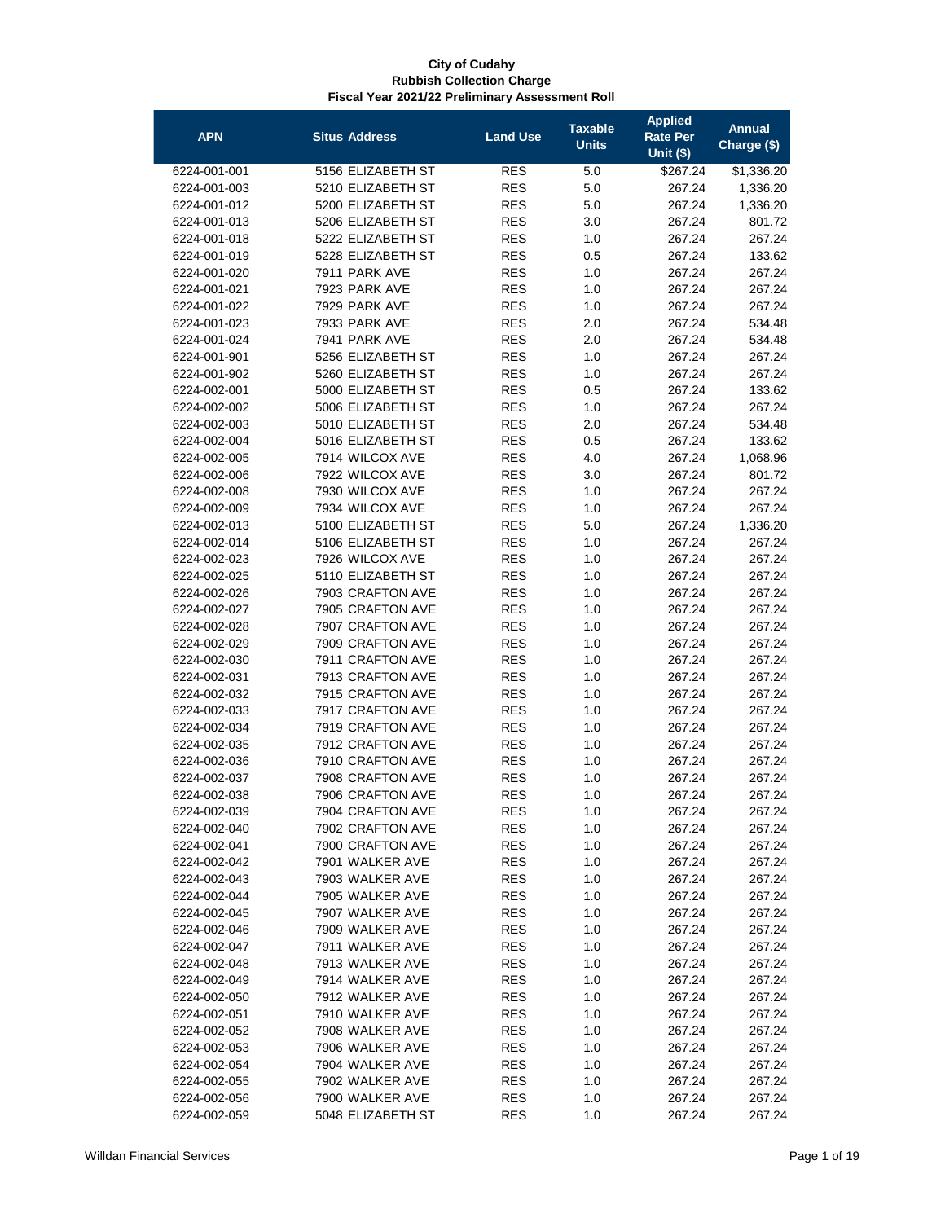**City of Cudahy**
**Rubbish Collection Charge**
**Fiscal Year 2021/22 Preliminary Assessment Roll**

| APN | Situs Address | Land Use | Taxable Units | Applied Rate Per Unit ($) | Annual Charge ($) |
|---|---|---|---|---|---|
| 6224-001-001 | 5156 ELIZABETH ST | RES | 5.0 | $267.24 | $1,336.20 |
| 6224-001-003 | 5210 ELIZABETH ST | RES | 5.0 | 267.24 | 1,336.20 |
| 6224-001-012 | 5200 ELIZABETH ST | RES | 5.0 | 267.24 | 1,336.20 |
| 6224-001-013 | 5206 ELIZABETH ST | RES | 3.0 | 267.24 | 801.72 |
| 6224-001-018 | 5222 ELIZABETH ST | RES | 1.0 | 267.24 | 267.24 |
| 6224-001-019 | 5228 ELIZABETH ST | RES | 0.5 | 267.24 | 133.62 |
| 6224-001-020 | 7911 PARK AVE | RES | 1.0 | 267.24 | 267.24 |
| 6224-001-021 | 7923 PARK AVE | RES | 1.0 | 267.24 | 267.24 |
| 6224-001-022 | 7929 PARK AVE | RES | 1.0 | 267.24 | 267.24 |
| 6224-001-023 | 7933 PARK AVE | RES | 2.0 | 267.24 | 534.48 |
| 6224-001-024 | 7941 PARK AVE | RES | 2.0 | 267.24 | 534.48 |
| 6224-001-901 | 5256 ELIZABETH ST | RES | 1.0 | 267.24 | 267.24 |
| 6224-001-902 | 5260 ELIZABETH ST | RES | 1.0 | 267.24 | 267.24 |
| 6224-002-001 | 5000 ELIZABETH ST | RES | 0.5 | 267.24 | 133.62 |
| 6224-002-002 | 5006 ELIZABETH ST | RES | 1.0 | 267.24 | 267.24 |
| 6224-002-003 | 5010 ELIZABETH ST | RES | 2.0 | 267.24 | 534.48 |
| 6224-002-004 | 5016 ELIZABETH ST | RES | 0.5 | 267.24 | 133.62 |
| 6224-002-005 | 7914 WILCOX AVE | RES | 4.0 | 267.24 | 1,068.96 |
| 6224-002-006 | 7922 WILCOX AVE | RES | 3.0 | 267.24 | 801.72 |
| 6224-002-008 | 7930 WILCOX AVE | RES | 1.0 | 267.24 | 267.24 |
| 6224-002-009 | 7934 WILCOX AVE | RES | 1.0 | 267.24 | 267.24 |
| 6224-002-013 | 5100 ELIZABETH ST | RES | 5.0 | 267.24 | 1,336.20 |
| 6224-002-014 | 5106 ELIZABETH ST | RES | 1.0 | 267.24 | 267.24 |
| 6224-002-023 | 7926 WILCOX AVE | RES | 1.0 | 267.24 | 267.24 |
| 6224-002-025 | 5110 ELIZABETH ST | RES | 1.0 | 267.24 | 267.24 |
| 6224-002-026 | 7903 CRAFTON AVE | RES | 1.0 | 267.24 | 267.24 |
| 6224-002-027 | 7905 CRAFTON AVE | RES | 1.0 | 267.24 | 267.24 |
| 6224-002-028 | 7907 CRAFTON AVE | RES | 1.0 | 267.24 | 267.24 |
| 6224-002-029 | 7909 CRAFTON AVE | RES | 1.0 | 267.24 | 267.24 |
| 6224-002-030 | 7911 CRAFTON AVE | RES | 1.0 | 267.24 | 267.24 |
| 6224-002-031 | 7913 CRAFTON AVE | RES | 1.0 | 267.24 | 267.24 |
| 6224-002-032 | 7915 CRAFTON AVE | RES | 1.0 | 267.24 | 267.24 |
| 6224-002-033 | 7917 CRAFTON AVE | RES | 1.0 | 267.24 | 267.24 |
| 6224-002-034 | 7919 CRAFTON AVE | RES | 1.0 | 267.24 | 267.24 |
| 6224-002-035 | 7912 CRAFTON AVE | RES | 1.0 | 267.24 | 267.24 |
| 6224-002-036 | 7910 CRAFTON AVE | RES | 1.0 | 267.24 | 267.24 |
| 6224-002-037 | 7908 CRAFTON AVE | RES | 1.0 | 267.24 | 267.24 |
| 6224-002-038 | 7906 CRAFTON AVE | RES | 1.0 | 267.24 | 267.24 |
| 6224-002-039 | 7904 CRAFTON AVE | RES | 1.0 | 267.24 | 267.24 |
| 6224-002-040 | 7902 CRAFTON AVE | RES | 1.0 | 267.24 | 267.24 |
| 6224-002-041 | 7900 CRAFTON AVE | RES | 1.0 | 267.24 | 267.24 |
| 6224-002-042 | 7901 WALKER AVE | RES | 1.0 | 267.24 | 267.24 |
| 6224-002-043 | 7903 WALKER AVE | RES | 1.0 | 267.24 | 267.24 |
| 6224-002-044 | 7905 WALKER AVE | RES | 1.0 | 267.24 | 267.24 |
| 6224-002-045 | 7907 WALKER AVE | RES | 1.0 | 267.24 | 267.24 |
| 6224-002-046 | 7909 WALKER AVE | RES | 1.0 | 267.24 | 267.24 |
| 6224-002-047 | 7911 WALKER AVE | RES | 1.0 | 267.24 | 267.24 |
| 6224-002-048 | 7913 WALKER AVE | RES | 1.0 | 267.24 | 267.24 |
| 6224-002-049 | 7914 WALKER AVE | RES | 1.0 | 267.24 | 267.24 |
| 6224-002-050 | 7912 WALKER AVE | RES | 1.0 | 267.24 | 267.24 |
| 6224-002-051 | 7910 WALKER AVE | RES | 1.0 | 267.24 | 267.24 |
| 6224-002-052 | 7908 WALKER AVE | RES | 1.0 | 267.24 | 267.24 |
| 6224-002-053 | 7906 WALKER AVE | RES | 1.0 | 267.24 | 267.24 |
| 6224-002-054 | 7904 WALKER AVE | RES | 1.0 | 267.24 | 267.24 |
| 6224-002-055 | 7902 WALKER AVE | RES | 1.0 | 267.24 | 267.24 |
| 6224-002-056 | 7900 WALKER AVE | RES | 1.0 | 267.24 | 267.24 |
| 6224-002-059 | 5048 ELIZABETH ST | RES | 1.0 | 267.24 | 267.24 |

Willdan Financial Services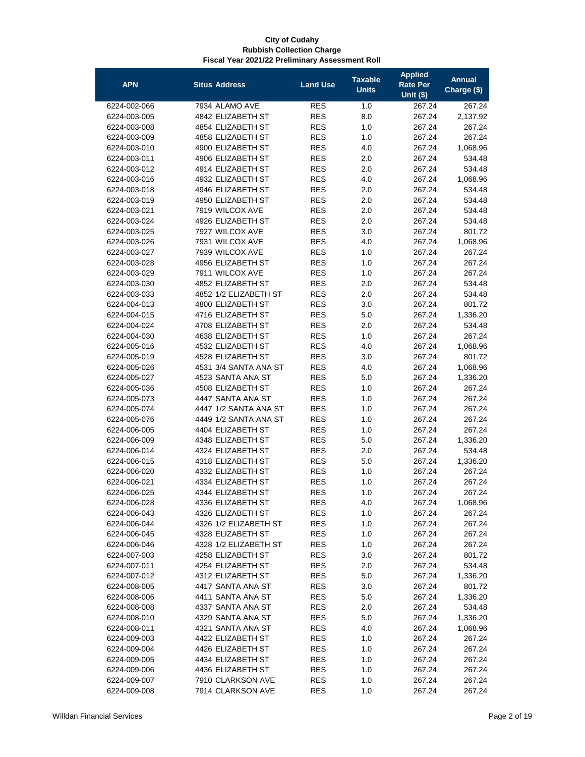**City of Cudahy**
**Rubbish Collection Charge**
**Fiscal Year 2021/22 Preliminary Assessment Roll**

| APN | Situs Address | Land Use | Taxable Units | Applied Rate Per Unit ($) | Annual Charge ($) |
|---|---|---|---|---|---|
| 6224-002-066 | 7934 ALAMO AVE | RES | 1.0 | 267.24 | 267.24 |
| 6224-003-005 | 4842 ELIZABETH ST | RES | 8.0 | 267.24 | 2,137.92 |
| 6224-003-008 | 4854 ELIZABETH ST | RES | 1.0 | 267.24 | 267.24 |
| 6224-003-009 | 4858 ELIZABETH ST | RES | 1.0 | 267.24 | 267.24 |
| 6224-003-010 | 4900 ELIZABETH ST | RES | 4.0 | 267.24 | 1,068.96 |
| 6224-003-011 | 4906 ELIZABETH ST | RES | 2.0 | 267.24 | 534.48 |
| 6224-003-012 | 4914 ELIZABETH ST | RES | 2.0 | 267.24 | 534.48 |
| 6224-003-016 | 4932 ELIZABETH ST | RES | 4.0 | 267.24 | 1,068.96 |
| 6224-003-018 | 4946 ELIZABETH ST | RES | 2.0 | 267.24 | 534.48 |
| 6224-003-019 | 4950 ELIZABETH ST | RES | 2.0 | 267.24 | 534.48 |
| 6224-003-021 | 7919 WILCOX AVE | RES | 2.0 | 267.24 | 534.48 |
| 6224-003-024 | 4926 ELIZABETH ST | RES | 2.0 | 267.24 | 534.48 |
| 6224-003-025 | 7927 WILCOX AVE | RES | 3.0 | 267.24 | 801.72 |
| 6224-003-026 | 7931 WILCOX AVE | RES | 4.0 | 267.24 | 1,068.96 |
| 6224-003-027 | 7939 WILCOX AVE | RES | 1.0 | 267.24 | 267.24 |
| 6224-003-028 | 4956 ELIZABETH ST | RES | 1.0 | 267.24 | 267.24 |
| 6224-003-029 | 7911 WILCOX AVE | RES | 1.0 | 267.24 | 267.24 |
| 6224-003-030 | 4852 ELIZABETH ST | RES | 2.0 | 267.24 | 534.48 |
| 6224-003-033 | 4852 1/2 ELIZABETH ST | RES | 2.0 | 267.24 | 534.48 |
| 6224-004-013 | 4800 ELIZABETH ST | RES | 3.0 | 267.24 | 801.72 |
| 6224-004-015 | 4716 ELIZABETH ST | RES | 5.0 | 267.24 | 1,336.20 |
| 6224-004-024 | 4708 ELIZABETH ST | RES | 2.0 | 267.24 | 534.48 |
| 6224-004-030 | 4638 ELIZABETH ST | RES | 1.0 | 267.24 | 267.24 |
| 6224-005-016 | 4532 ELIZABETH ST | RES | 4.0 | 267.24 | 1,068.96 |
| 6224-005-019 | 4528 ELIZABETH ST | RES | 3.0 | 267.24 | 801.72 |
| 6224-005-026 | 4531 3/4 SANTA ANA ST | RES | 4.0 | 267.24 | 1,068.96 |
| 6224-005-027 | 4523 SANTA ANA ST | RES | 5.0 | 267.24 | 1,336.20 |
| 6224-005-036 | 4508 ELIZABETH ST | RES | 1.0 | 267.24 | 267.24 |
| 6224-005-073 | 4447 SANTA ANA ST | RES | 1.0 | 267.24 | 267.24 |
| 6224-005-074 | 4447 1/2 SANTA ANA ST | RES | 1.0 | 267.24 | 267.24 |
| 6224-005-076 | 4449 1/2 SANTA ANA ST | RES | 1.0 | 267.24 | 267.24 |
| 6224-006-005 | 4404 ELIZABETH ST | RES | 1.0 | 267.24 | 267.24 |
| 6224-006-009 | 4348 ELIZABETH ST | RES | 5.0 | 267.24 | 1,336.20 |
| 6224-006-014 | 4324 ELIZABETH ST | RES | 2.0 | 267.24 | 534.48 |
| 6224-006-015 | 4318 ELIZABETH ST | RES | 5.0 | 267.24 | 1,336.20 |
| 6224-006-020 | 4332 ELIZABETH ST | RES | 1.0 | 267.24 | 267.24 |
| 6224-006-021 | 4334 ELIZABETH ST | RES | 1.0 | 267.24 | 267.24 |
| 6224-006-025 | 4344 ELIZABETH ST | RES | 1.0 | 267.24 | 267.24 |
| 6224-006-028 | 4336 ELIZABETH ST | RES | 4.0 | 267.24 | 1,068.96 |
| 6224-006-043 | 4326 ELIZABETH ST | RES | 1.0 | 267.24 | 267.24 |
| 6224-006-044 | 4326 1/2 ELIZABETH ST | RES | 1.0 | 267.24 | 267.24 |
| 6224-006-045 | 4328 ELIZABETH ST | RES | 1.0 | 267.24 | 267.24 |
| 6224-006-046 | 4328 1/2 ELIZABETH ST | RES | 1.0 | 267.24 | 267.24 |
| 6224-007-003 | 4258 ELIZABETH ST | RES | 3.0 | 267.24 | 801.72 |
| 6224-007-011 | 4254 ELIZABETH ST | RES | 2.0 | 267.24 | 534.48 |
| 6224-007-012 | 4312 ELIZABETH ST | RES | 5.0 | 267.24 | 1,336.20 |
| 6224-008-005 | 4417 SANTA ANA ST | RES | 3.0 | 267.24 | 801.72 |
| 6224-008-006 | 4411 SANTA ANA ST | RES | 5.0 | 267.24 | 1,336.20 |
| 6224-008-008 | 4337 SANTA ANA ST | RES | 2.0 | 267.24 | 534.48 |
| 6224-008-010 | 4329 SANTA ANA ST | RES | 5.0 | 267.24 | 1,336.20 |
| 6224-008-011 | 4321 SANTA ANA ST | RES | 4.0 | 267.24 | 1,068.96 |
| 6224-009-003 | 4422 ELIZABETH ST | RES | 1.0 | 267.24 | 267.24 |
| 6224-009-004 | 4426 ELIZABETH ST | RES | 1.0 | 267.24 | 267.24 |
| 6224-009-005 | 4434 ELIZABETH ST | RES | 1.0 | 267.24 | 267.24 |
| 6224-009-006 | 4436 ELIZABETH ST | RES | 1.0 | 267.24 | 267.24 |
| 6224-009-007 | 7910 CLARKSON AVE | RES | 1.0 | 267.24 | 267.24 |
| 6224-009-008 | 7914 CLARKSON AVE | RES | 1.0 | 267.24 | 267.24 |

Willdan Financial Services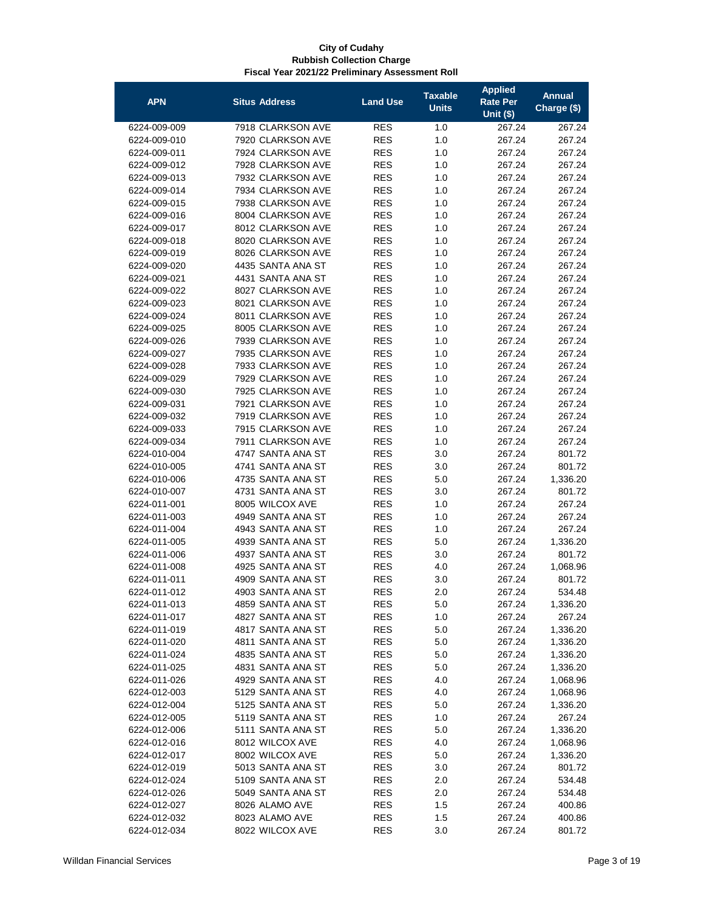**City of Cudahy**
**Rubbish Collection Charge**
**Fiscal Year 2021/22 Preliminary Assessment Roll**

| APN | Situs Address | Land Use | Taxable Units | Applied Rate Per Unit ($) | Annual Charge ($) |
|---|---|---|---|---|---|
| 6224-009-009 | 7918 CLARKSON AVE | RES | 1.0 | 267.24 | 267.24 |
| 6224-009-010 | 7920 CLARKSON AVE | RES | 1.0 | 267.24 | 267.24 |
| 6224-009-011 | 7924 CLARKSON AVE | RES | 1.0 | 267.24 | 267.24 |
| 6224-009-012 | 7928 CLARKSON AVE | RES | 1.0 | 267.24 | 267.24 |
| 6224-009-013 | 7932 CLARKSON AVE | RES | 1.0 | 267.24 | 267.24 |
| 6224-009-014 | 7934 CLARKSON AVE | RES | 1.0 | 267.24 | 267.24 |
| 6224-009-015 | 7938 CLARKSON AVE | RES | 1.0 | 267.24 | 267.24 |
| 6224-009-016 | 8004 CLARKSON AVE | RES | 1.0 | 267.24 | 267.24 |
| 6224-009-017 | 8012 CLARKSON AVE | RES | 1.0 | 267.24 | 267.24 |
| 6224-009-018 | 8020 CLARKSON AVE | RES | 1.0 | 267.24 | 267.24 |
| 6224-009-019 | 8026 CLARKSON AVE | RES | 1.0 | 267.24 | 267.24 |
| 6224-009-020 | 4435 SANTA ANA ST | RES | 1.0 | 267.24 | 267.24 |
| 6224-009-021 | 4431 SANTA ANA ST | RES | 1.0 | 267.24 | 267.24 |
| 6224-009-022 | 8027 CLARKSON AVE | RES | 1.0 | 267.24 | 267.24 |
| 6224-009-023 | 8021 CLARKSON AVE | RES | 1.0 | 267.24 | 267.24 |
| 6224-009-024 | 8011 CLARKSON AVE | RES | 1.0 | 267.24 | 267.24 |
| 6224-009-025 | 8005 CLARKSON AVE | RES | 1.0 | 267.24 | 267.24 |
| 6224-009-026 | 7939 CLARKSON AVE | RES | 1.0 | 267.24 | 267.24 |
| 6224-009-027 | 7935 CLARKSON AVE | RES | 1.0 | 267.24 | 267.24 |
| 6224-009-028 | 7933 CLARKSON AVE | RES | 1.0 | 267.24 | 267.24 |
| 6224-009-029 | 7929 CLARKSON AVE | RES | 1.0 | 267.24 | 267.24 |
| 6224-009-030 | 7925 CLARKSON AVE | RES | 1.0 | 267.24 | 267.24 |
| 6224-009-031 | 7921 CLARKSON AVE | RES | 1.0 | 267.24 | 267.24 |
| 6224-009-032 | 7919 CLARKSON AVE | RES | 1.0 | 267.24 | 267.24 |
| 6224-009-033 | 7915 CLARKSON AVE | RES | 1.0 | 267.24 | 267.24 |
| 6224-009-034 | 7911 CLARKSON AVE | RES | 1.0 | 267.24 | 267.24 |
| 6224-010-004 | 4747 SANTA ANA ST | RES | 3.0 | 267.24 | 801.72 |
| 6224-010-005 | 4741 SANTA ANA ST | RES | 3.0 | 267.24 | 801.72 |
| 6224-010-006 | 4735 SANTA ANA ST | RES | 5.0 | 267.24 | 1,336.20 |
| 6224-010-007 | 4731 SANTA ANA ST | RES | 3.0 | 267.24 | 801.72 |
| 6224-011-001 | 8005 WILCOX AVE | RES | 1.0 | 267.24 | 267.24 |
| 6224-011-003 | 4949 SANTA ANA ST | RES | 1.0 | 267.24 | 267.24 |
| 6224-011-004 | 4943 SANTA ANA ST | RES | 1.0 | 267.24 | 267.24 |
| 6224-011-005 | 4939 SANTA ANA ST | RES | 5.0 | 267.24 | 1,336.20 |
| 6224-011-006 | 4937 SANTA ANA ST | RES | 3.0 | 267.24 | 801.72 |
| 6224-011-008 | 4925 SANTA ANA ST | RES | 4.0 | 267.24 | 1,068.96 |
| 6224-011-011 | 4909 SANTA ANA ST | RES | 3.0 | 267.24 | 801.72 |
| 6224-011-012 | 4903 SANTA ANA ST | RES | 2.0 | 267.24 | 534.48 |
| 6224-011-013 | 4859 SANTA ANA ST | RES | 5.0 | 267.24 | 1,336.20 |
| 6224-011-017 | 4827 SANTA ANA ST | RES | 1.0 | 267.24 | 267.24 |
| 6224-011-019 | 4817 SANTA ANA ST | RES | 5.0 | 267.24 | 1,336.20 |
| 6224-011-020 | 4811 SANTA ANA ST | RES | 5.0 | 267.24 | 1,336.20 |
| 6224-011-024 | 4835 SANTA ANA ST | RES | 5.0 | 267.24 | 1,336.20 |
| 6224-011-025 | 4831 SANTA ANA ST | RES | 5.0 | 267.24 | 1,336.20 |
| 6224-011-026 | 4929 SANTA ANA ST | RES | 4.0 | 267.24 | 1,068.96 |
| 6224-012-003 | 5129 SANTA ANA ST | RES | 4.0 | 267.24 | 1,068.96 |
| 6224-012-004 | 5125 SANTA ANA ST | RES | 5.0 | 267.24 | 1,336.20 |
| 6224-012-005 | 5119 SANTA ANA ST | RES | 1.0 | 267.24 | 267.24 |
| 6224-012-006 | 5111 SANTA ANA ST | RES | 5.0 | 267.24 | 1,336.20 |
| 6224-012-016 | 8012 WILCOX AVE | RES | 4.0 | 267.24 | 1,068.96 |
| 6224-012-017 | 8002 WILCOX AVE | RES | 5.0 | 267.24 | 1,336.20 |
| 6224-012-019 | 5013 SANTA ANA ST | RES | 3.0 | 267.24 | 801.72 |
| 6224-012-024 | 5109 SANTA ANA ST | RES | 2.0 | 267.24 | 534.48 |
| 6224-012-026 | 5049 SANTA ANA ST | RES | 2.0 | 267.24 | 534.48 |
| 6224-012-027 | 8026 ALAMO AVE | RES | 1.5 | 267.24 | 400.86 |
| 6224-012-032 | 8023 ALAMO AVE | RES | 1.5 | 267.24 | 400.86 |
| 6224-012-034 | 8022 WILCOX AVE | RES | 3.0 | 267.24 | 801.72 |

Willdan Financial Services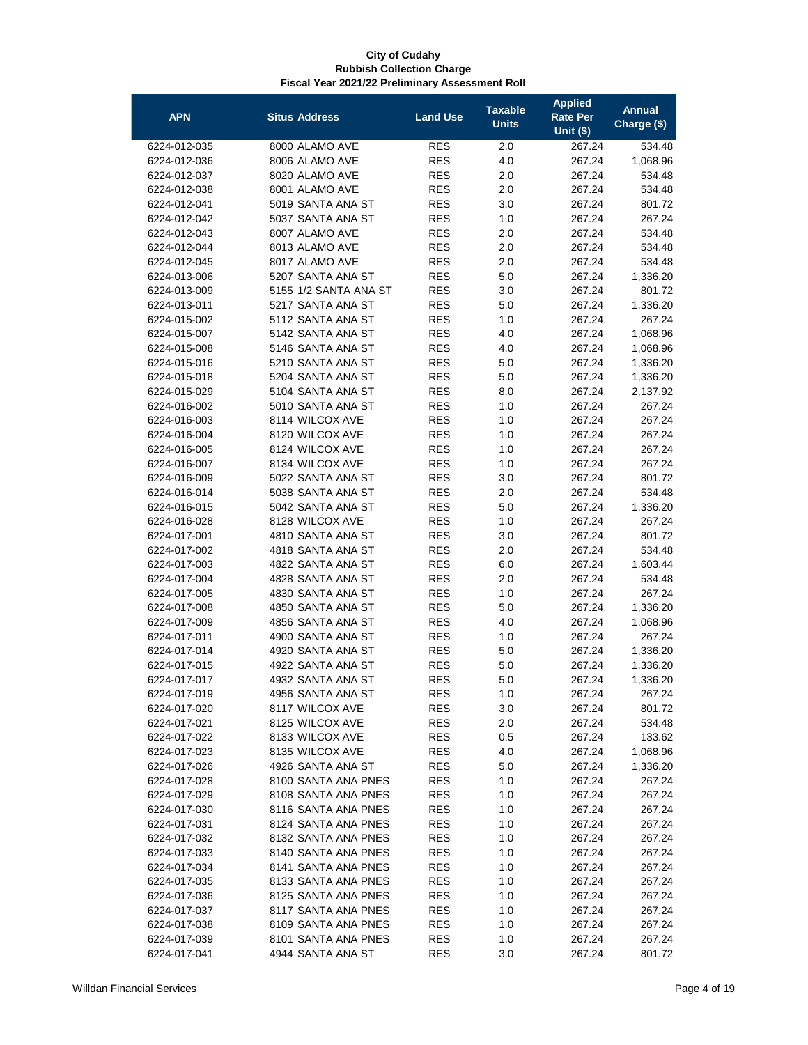**City of Cudahy**
**Rubbish Collection Charge**
**Fiscal Year 2021/22 Preliminary Assessment Roll**

| APN | Situs Address | Land Use | Taxable Units | Applied Rate Per Unit ($) | Annual Charge ($) |
|---|---|---|---|---|---|
| 6224-012-035 | 8000 ALAMO AVE | RES | 2.0 | 267.24 | 534.48 |
| 6224-012-036 | 8006 ALAMO AVE | RES | 4.0 | 267.24 | 1,068.96 |
| 6224-012-037 | 8020 ALAMO AVE | RES | 2.0 | 267.24 | 534.48 |
| 6224-012-038 | 8001 ALAMO AVE | RES | 2.0 | 267.24 | 534.48 |
| 6224-012-041 | 5019 SANTA ANA ST | RES | 3.0 | 267.24 | 801.72 |
| 6224-012-042 | 5037 SANTA ANA ST | RES | 1.0 | 267.24 | 267.24 |
| 6224-012-043 | 8007 ALAMO AVE | RES | 2.0 | 267.24 | 534.48 |
| 6224-012-044 | 8013 ALAMO AVE | RES | 2.0 | 267.24 | 534.48 |
| 6224-012-045 | 8017 ALAMO AVE | RES | 2.0 | 267.24 | 534.48 |
| 6224-013-006 | 5207 SANTA ANA ST | RES | 5.0 | 267.24 | 1,336.20 |
| 6224-013-009 | 5155 1/2 SANTA ANA ST | RES | 3.0 | 267.24 | 801.72 |
| 6224-013-011 | 5217 SANTA ANA ST | RES | 5.0 | 267.24 | 1,336.20 |
| 6224-015-002 | 5112 SANTA ANA ST | RES | 1.0 | 267.24 | 267.24 |
| 6224-015-007 | 5142 SANTA ANA ST | RES | 4.0 | 267.24 | 1,068.96 |
| 6224-015-008 | 5146 SANTA ANA ST | RES | 4.0 | 267.24 | 1,068.96 |
| 6224-015-016 | 5210 SANTA ANA ST | RES | 5.0 | 267.24 | 1,336.20 |
| 6224-015-018 | 5204 SANTA ANA ST | RES | 5.0 | 267.24 | 1,336.20 |
| 6224-015-029 | 5104 SANTA ANA ST | RES | 8.0 | 267.24 | 2,137.92 |
| 6224-016-002 | 5010 SANTA ANA ST | RES | 1.0 | 267.24 | 267.24 |
| 6224-016-003 | 8114 WILCOX AVE | RES | 1.0 | 267.24 | 267.24 |
| 6224-016-004 | 8120 WILCOX AVE | RES | 1.0 | 267.24 | 267.24 |
| 6224-016-005 | 8124 WILCOX AVE | RES | 1.0 | 267.24 | 267.24 |
| 6224-016-007 | 8134 WILCOX AVE | RES | 1.0 | 267.24 | 267.24 |
| 6224-016-009 | 5022 SANTA ANA ST | RES | 3.0 | 267.24 | 801.72 |
| 6224-016-014 | 5038 SANTA ANA ST | RES | 2.0 | 267.24 | 534.48 |
| 6224-016-015 | 5042 SANTA ANA ST | RES | 5.0 | 267.24 | 1,336.20 |
| 6224-016-028 | 8128 WILCOX AVE | RES | 1.0 | 267.24 | 267.24 |
| 6224-017-001 | 4810 SANTA ANA ST | RES | 3.0 | 267.24 | 801.72 |
| 6224-017-002 | 4818 SANTA ANA ST | RES | 2.0 | 267.24 | 534.48 |
| 6224-017-003 | 4822 SANTA ANA ST | RES | 6.0 | 267.24 | 1,603.44 |
| 6224-017-004 | 4828 SANTA ANA ST | RES | 2.0 | 267.24 | 534.48 |
| 6224-017-005 | 4830 SANTA ANA ST | RES | 1.0 | 267.24 | 267.24 |
| 6224-017-008 | 4850 SANTA ANA ST | RES | 5.0 | 267.24 | 1,336.20 |
| 6224-017-009 | 4856 SANTA ANA ST | RES | 4.0 | 267.24 | 1,068.96 |
| 6224-017-011 | 4900 SANTA ANA ST | RES | 1.0 | 267.24 | 267.24 |
| 6224-017-014 | 4920 SANTA ANA ST | RES | 5.0 | 267.24 | 1,336.20 |
| 6224-017-015 | 4922 SANTA ANA ST | RES | 5.0 | 267.24 | 1,336.20 |
| 6224-017-017 | 4932 SANTA ANA ST | RES | 5.0 | 267.24 | 1,336.20 |
| 6224-017-019 | 4956 SANTA ANA ST | RES | 1.0 | 267.24 | 267.24 |
| 6224-017-020 | 8117 WILCOX AVE | RES | 3.0 | 267.24 | 801.72 |
| 6224-017-021 | 8125 WILCOX AVE | RES | 2.0 | 267.24 | 534.48 |
| 6224-017-022 | 8133 WILCOX AVE | RES | 0.5 | 267.24 | 133.62 |
| 6224-017-023 | 8135 WILCOX AVE | RES | 4.0 | 267.24 | 1,068.96 |
| 6224-017-026 | 4926 SANTA ANA ST | RES | 5.0 | 267.24 | 1,336.20 |
| 6224-017-028 | 8100 SANTA ANA PNES | RES | 1.0 | 267.24 | 267.24 |
| 6224-017-029 | 8108 SANTA ANA PNES | RES | 1.0 | 267.24 | 267.24 |
| 6224-017-030 | 8116 SANTA ANA PNES | RES | 1.0 | 267.24 | 267.24 |
| 6224-017-031 | 8124 SANTA ANA PNES | RES | 1.0 | 267.24 | 267.24 |
| 6224-017-032 | 8132 SANTA ANA PNES | RES | 1.0 | 267.24 | 267.24 |
| 6224-017-033 | 8140 SANTA ANA PNES | RES | 1.0 | 267.24 | 267.24 |
| 6224-017-034 | 8141 SANTA ANA PNES | RES | 1.0 | 267.24 | 267.24 |
| 6224-017-035 | 8133 SANTA ANA PNES | RES | 1.0 | 267.24 | 267.24 |
| 6224-017-036 | 8125 SANTA ANA PNES | RES | 1.0 | 267.24 | 267.24 |
| 6224-017-037 | 8117 SANTA ANA PNES | RES | 1.0 | 267.24 | 267.24 |
| 6224-017-038 | 8109 SANTA ANA PNES | RES | 1.0 | 267.24 | 267.24 |
| 6224-017-039 | 8101 SANTA ANA PNES | RES | 1.0 | 267.24 | 267.24 |
| 6224-017-041 | 4944 SANTA ANA ST | RES | 3.0 | 267.24 | 801.72 |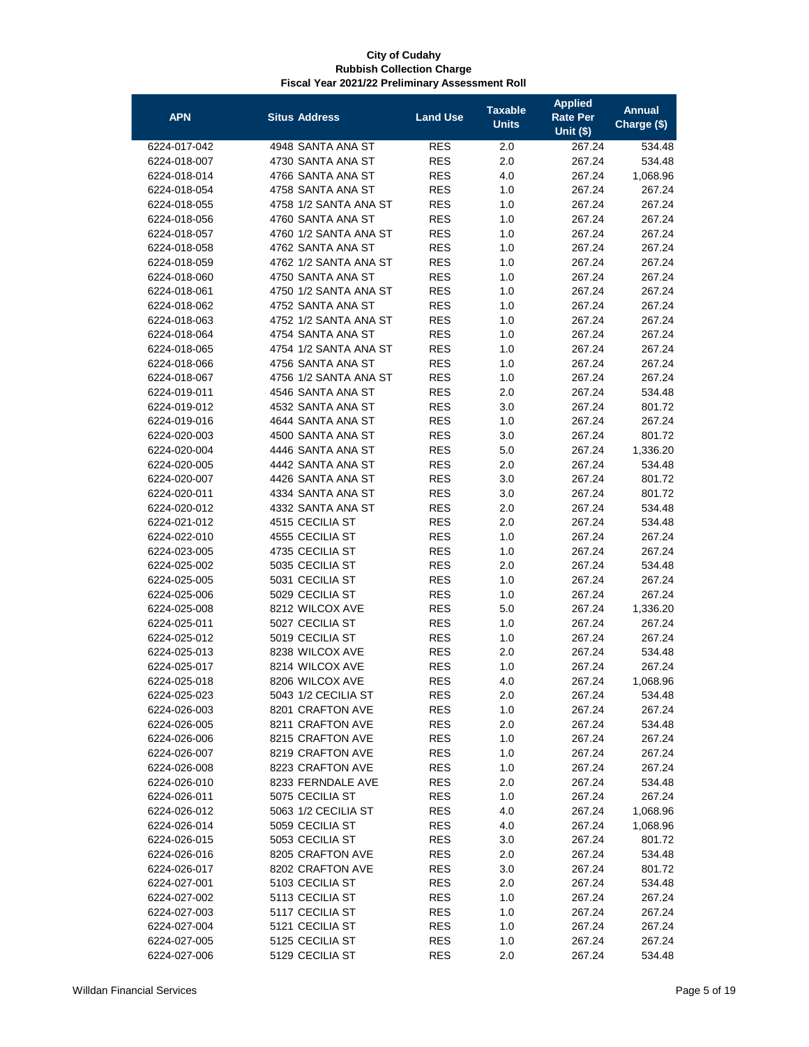**City of Cudahy**
**Rubbish Collection Charge**
**Fiscal Year 2021/22 Preliminary Assessment Roll**

| APN | Situs Address | Land Use | Taxable Units | Applied Rate Per Unit ($) | Annual Charge ($) |
|---|---|---|---|---|---|
| 6224-017-042 | 4948 SANTA ANA ST | RES | 2.0 | 267.24 | 534.48 |
| 6224-018-007 | 4730 SANTA ANA ST | RES | 2.0 | 267.24 | 534.48 |
| 6224-018-014 | 4766 SANTA ANA ST | RES | 4.0 | 267.24 | 1,068.96 |
| 6224-018-054 | 4758 SANTA ANA ST | RES | 1.0 | 267.24 | 267.24 |
| 6224-018-055 | 4758 1/2 SANTA ANA ST | RES | 1.0 | 267.24 | 267.24 |
| 6224-018-056 | 4760 SANTA ANA ST | RES | 1.0 | 267.24 | 267.24 |
| 6224-018-057 | 4760 1/2 SANTA ANA ST | RES | 1.0 | 267.24 | 267.24 |
| 6224-018-058 | 4762 SANTA ANA ST | RES | 1.0 | 267.24 | 267.24 |
| 6224-018-059 | 4762 1/2 SANTA ANA ST | RES | 1.0 | 267.24 | 267.24 |
| 6224-018-060 | 4750 SANTA ANA ST | RES | 1.0 | 267.24 | 267.24 |
| 6224-018-061 | 4750 1/2 SANTA ANA ST | RES | 1.0 | 267.24 | 267.24 |
| 6224-018-062 | 4752 SANTA ANA ST | RES | 1.0 | 267.24 | 267.24 |
| 6224-018-063 | 4752 1/2 SANTA ANA ST | RES | 1.0 | 267.24 | 267.24 |
| 6224-018-064 | 4754 SANTA ANA ST | RES | 1.0 | 267.24 | 267.24 |
| 6224-018-065 | 4754 1/2 SANTA ANA ST | RES | 1.0 | 267.24 | 267.24 |
| 6224-018-066 | 4756 SANTA ANA ST | RES | 1.0 | 267.24 | 267.24 |
| 6224-018-067 | 4756 1/2 SANTA ANA ST | RES | 1.0 | 267.24 | 267.24 |
| 6224-019-011 | 4546 SANTA ANA ST | RES | 2.0 | 267.24 | 534.48 |
| 6224-019-012 | 4532 SANTA ANA ST | RES | 3.0 | 267.24 | 801.72 |
| 6224-019-016 | 4644 SANTA ANA ST | RES | 1.0 | 267.24 | 267.24 |
| 6224-020-003 | 4500 SANTA ANA ST | RES | 3.0 | 267.24 | 801.72 |
| 6224-020-004 | 4446 SANTA ANA ST | RES | 5.0 | 267.24 | 1,336.20 |
| 6224-020-005 | 4442 SANTA ANA ST | RES | 2.0 | 267.24 | 534.48 |
| 6224-020-007 | 4426 SANTA ANA ST | RES | 3.0 | 267.24 | 801.72 |
| 6224-020-011 | 4334 SANTA ANA ST | RES | 3.0 | 267.24 | 801.72 |
| 6224-020-012 | 4332 SANTA ANA ST | RES | 2.0 | 267.24 | 534.48 |
| 6224-021-012 | 4515 CECILIA ST | RES | 2.0 | 267.24 | 534.48 |
| 6224-022-010 | 4555 CECILIA ST | RES | 1.0 | 267.24 | 267.24 |
| 6224-023-005 | 4735 CECILIA ST | RES | 1.0 | 267.24 | 267.24 |
| 6224-025-002 | 5035 CECILIA ST | RES | 2.0 | 267.24 | 534.48 |
| 6224-025-005 | 5031 CECILIA ST | RES | 1.0 | 267.24 | 267.24 |
| 6224-025-006 | 5029 CECILIA ST | RES | 1.0 | 267.24 | 267.24 |
| 6224-025-008 | 8212 WILCOX AVE | RES | 5.0 | 267.24 | 1,336.20 |
| 6224-025-011 | 5027 CECILIA ST | RES | 1.0 | 267.24 | 267.24 |
| 6224-025-012 | 5019 CECILIA ST | RES | 1.0 | 267.24 | 267.24 |
| 6224-025-013 | 8238 WILCOX AVE | RES | 2.0 | 267.24 | 534.48 |
| 6224-025-017 | 8214 WILCOX AVE | RES | 1.0 | 267.24 | 267.24 |
| 6224-025-018 | 8206 WILCOX AVE | RES | 4.0 | 267.24 | 1,068.96 |
| 6224-025-023 | 5043 1/2 CECILIA ST | RES | 2.0 | 267.24 | 534.48 |
| 6224-026-003 | 8201 CRAFTON AVE | RES | 1.0 | 267.24 | 267.24 |
| 6224-026-005 | 8211 CRAFTON AVE | RES | 2.0 | 267.24 | 534.48 |
| 6224-026-006 | 8215 CRAFTON AVE | RES | 1.0 | 267.24 | 267.24 |
| 6224-026-007 | 8219 CRAFTON AVE | RES | 1.0 | 267.24 | 267.24 |
| 6224-026-008 | 8223 CRAFTON AVE | RES | 1.0 | 267.24 | 267.24 |
| 6224-026-010 | 8233 FERNDALE AVE | RES | 2.0 | 267.24 | 534.48 |
| 6224-026-011 | 5075 CECILIA ST | RES | 1.0 | 267.24 | 267.24 |
| 6224-026-012 | 5063 1/2 CECILIA ST | RES | 4.0 | 267.24 | 1,068.96 |
| 6224-026-014 | 5059 CECILIA ST | RES | 4.0 | 267.24 | 1,068.96 |
| 6224-026-015 | 5053 CECILIA ST | RES | 3.0 | 267.24 | 801.72 |
| 6224-026-016 | 8205 CRAFTON AVE | RES | 2.0 | 267.24 | 534.48 |
| 6224-026-017 | 8202 CRAFTON AVE | RES | 3.0 | 267.24 | 801.72 |
| 6224-027-001 | 5103 CECILIA ST | RES | 2.0 | 267.24 | 534.48 |
| 6224-027-002 | 5113 CECILIA ST | RES | 1.0 | 267.24 | 267.24 |
| 6224-027-003 | 5117 CECILIA ST | RES | 1.0 | 267.24 | 267.24 |
| 6224-027-004 | 5121 CECILIA ST | RES | 1.0 | 267.24 | 267.24 |
| 6224-027-005 | 5125 CECILIA ST | RES | 1.0 | 267.24 | 267.24 |
| 6224-027-006 | 5129 CECILIA ST | RES | 2.0 | 267.24 | 534.48 |

Willdan Financial Services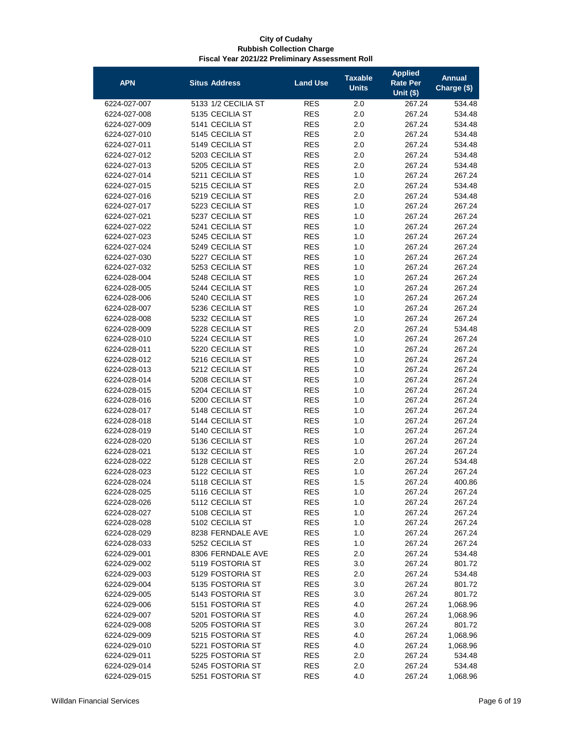**City of Cudahy**
**Rubbish Collection Charge**
**Fiscal Year 2021/22 Preliminary Assessment Roll**

| APN | Situs Address | Land Use | Taxable Units | Applied Rate Per Unit ($) | Annual Charge ($) |
|---|---|---|---|---|---|
| 6224-027-007 | 5133 1/2 CECILIA ST | RES | 2.0 | 267.24 | 534.48 |
| 6224-027-008 | 5135 CECILIA ST | RES | 2.0 | 267.24 | 534.48 |
| 6224-027-009 | 5141 CECILIA ST | RES | 2.0 | 267.24 | 534.48 |
| 6224-027-010 | 5145 CECILIA ST | RES | 2.0 | 267.24 | 534.48 |
| 6224-027-011 | 5149 CECILIA ST | RES | 2.0 | 267.24 | 534.48 |
| 6224-027-012 | 5203 CECILIA ST | RES | 2.0 | 267.24 | 534.48 |
| 6224-027-013 | 5205 CECILIA ST | RES | 2.0 | 267.24 | 534.48 |
| 6224-027-014 | 5211 CECILIA ST | RES | 1.0 | 267.24 | 267.24 |
| 6224-027-015 | 5215 CECILIA ST | RES | 2.0 | 267.24 | 534.48 |
| 6224-027-016 | 5219 CECILIA ST | RES | 2.0 | 267.24 | 534.48 |
| 6224-027-017 | 5223 CECILIA ST | RES | 1.0 | 267.24 | 267.24 |
| 6224-027-021 | 5237 CECILIA ST | RES | 1.0 | 267.24 | 267.24 |
| 6224-027-022 | 5241 CECILIA ST | RES | 1.0 | 267.24 | 267.24 |
| 6224-027-023 | 5245 CECILIA ST | RES | 1.0 | 267.24 | 267.24 |
| 6224-027-024 | 5249 CECILIA ST | RES | 1.0 | 267.24 | 267.24 |
| 6224-027-030 | 5227 CECILIA ST | RES | 1.0 | 267.24 | 267.24 |
| 6224-027-032 | 5253 CECILIA ST | RES | 1.0 | 267.24 | 267.24 |
| 6224-028-004 | 5248 CECILIA ST | RES | 1.0 | 267.24 | 267.24 |
| 6224-028-005 | 5244 CECILIA ST | RES | 1.0 | 267.24 | 267.24 |
| 6224-028-006 | 5240 CECILIA ST | RES | 1.0 | 267.24 | 267.24 |
| 6224-028-007 | 5236 CECILIA ST | RES | 1.0 | 267.24 | 267.24 |
| 6224-028-008 | 5232 CECILIA ST | RES | 1.0 | 267.24 | 267.24 |
| 6224-028-009 | 5228 CECILIA ST | RES | 2.0 | 267.24 | 534.48 |
| 6224-028-010 | 5224 CECILIA ST | RES | 1.0 | 267.24 | 267.24 |
| 6224-028-011 | 5220 CECILIA ST | RES | 1.0 | 267.24 | 267.24 |
| 6224-028-012 | 5216 CECILIA ST | RES | 1.0 | 267.24 | 267.24 |
| 6224-028-013 | 5212 CECILIA ST | RES | 1.0 | 267.24 | 267.24 |
| 6224-028-014 | 5208 CECILIA ST | RES | 1.0 | 267.24 | 267.24 |
| 6224-028-015 | 5204 CECILIA ST | RES | 1.0 | 267.24 | 267.24 |
| 6224-028-016 | 5200 CECILIA ST | RES | 1.0 | 267.24 | 267.24 |
| 6224-028-017 | 5148 CECILIA ST | RES | 1.0 | 267.24 | 267.24 |
| 6224-028-018 | 5144 CECILIA ST | RES | 1.0 | 267.24 | 267.24 |
| 6224-028-019 | 5140 CECILIA ST | RES | 1.0 | 267.24 | 267.24 |
| 6224-028-020 | 5136 CECILIA ST | RES | 1.0 | 267.24 | 267.24 |
| 6224-028-021 | 5132 CECILIA ST | RES | 1.0 | 267.24 | 267.24 |
| 6224-028-022 | 5128 CECILIA ST | RES | 2.0 | 267.24 | 534.48 |
| 6224-028-023 | 5122 CECILIA ST | RES | 1.0 | 267.24 | 267.24 |
| 6224-028-024 | 5118 CECILIA ST | RES | 1.5 | 267.24 | 400.86 |
| 6224-028-025 | 5116 CECILIA ST | RES | 1.0 | 267.24 | 267.24 |
| 6224-028-026 | 5112 CECILIA ST | RES | 1.0 | 267.24 | 267.24 |
| 6224-028-027 | 5108 CECILIA ST | RES | 1.0 | 267.24 | 267.24 |
| 6224-028-028 | 5102 CECILIA ST | RES | 1.0 | 267.24 | 267.24 |
| 6224-028-029 | 8238 FERNDALE AVE | RES | 1.0 | 267.24 | 267.24 |
| 6224-028-033 | 5252 CECILIA ST | RES | 1.0 | 267.24 | 267.24 |
| 6224-029-001 | 8306 FERNDALE AVE | RES | 2.0 | 267.24 | 534.48 |
| 6224-029-002 | 5119 FOSTORIA ST | RES | 3.0 | 267.24 | 801.72 |
| 6224-029-003 | 5129 FOSTORIA ST | RES | 2.0 | 267.24 | 534.48 |
| 6224-029-004 | 5135 FOSTORIA ST | RES | 3.0 | 267.24 | 801.72 |
| 6224-029-005 | 5143 FOSTORIA ST | RES | 3.0 | 267.24 | 801.72 |
| 6224-029-006 | 5151 FOSTORIA ST | RES | 4.0 | 267.24 | 1,068.96 |
| 6224-029-007 | 5201 FOSTORIA ST | RES | 4.0 | 267.24 | 1,068.96 |
| 6224-029-008 | 5205 FOSTORIA ST | RES | 3.0 | 267.24 | 801.72 |
| 6224-029-009 | 5215 FOSTORIA ST | RES | 4.0 | 267.24 | 1,068.96 |
| 6224-029-010 | 5221 FOSTORIA ST | RES | 4.0 | 267.24 | 1,068.96 |
| 6224-029-011 | 5225 FOSTORIA ST | RES | 2.0 | 267.24 | 534.48 |
| 6224-029-014 | 5245 FOSTORIA ST | RES | 2.0 | 267.24 | 534.48 |
| 6224-029-015 | 5251 FOSTORIA ST | RES | 4.0 | 267.24 | 1,068.96 |

Willdan Financial Services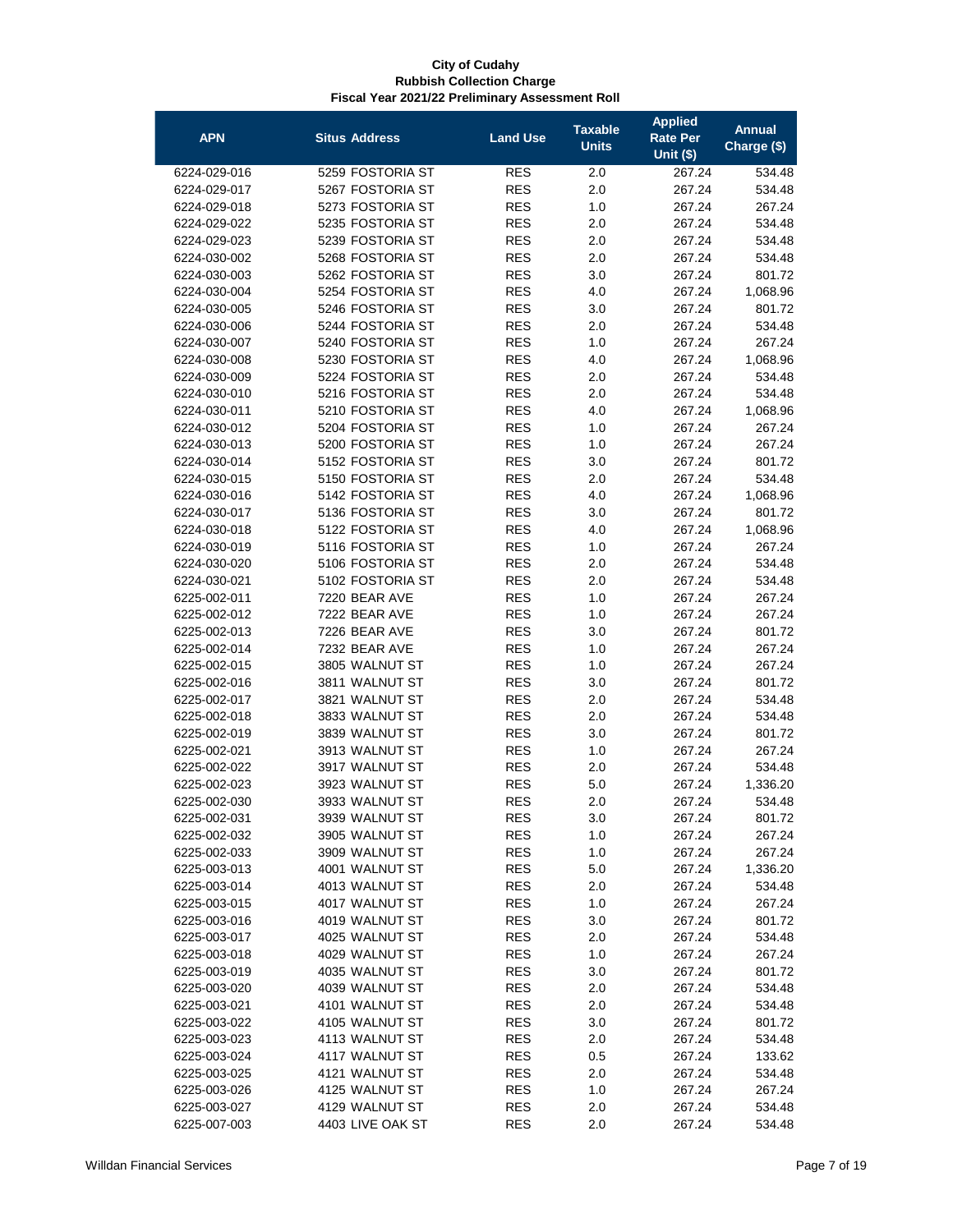**City of Cudahy**
**Rubbish Collection Charge**
**Fiscal Year 2021/22 Preliminary Assessment Roll**

| APN | Situs Address | Land Use | Taxable Units | Applied Rate Per Unit ($) | Annual Charge ($) |
|---|---|---|---|---|---|
| 6224-029-016 | 5259 FOSTORIA ST | RES | 2.0 | 267.24 | 534.48 |
| 6224-029-017 | 5267 FOSTORIA ST | RES | 2.0 | 267.24 | 534.48 |
| 6224-029-018 | 5273 FOSTORIA ST | RES | 1.0 | 267.24 | 267.24 |
| 6224-029-022 | 5235 FOSTORIA ST | RES | 2.0 | 267.24 | 534.48 |
| 6224-029-023 | 5239 FOSTORIA ST | RES | 2.0 | 267.24 | 534.48 |
| 6224-030-002 | 5268 FOSTORIA ST | RES | 2.0 | 267.24 | 534.48 |
| 6224-030-003 | 5262 FOSTORIA ST | RES | 3.0 | 267.24 | 801.72 |
| 6224-030-004 | 5254 FOSTORIA ST | RES | 4.0 | 267.24 | 1,068.96 |
| 6224-030-005 | 5246 FOSTORIA ST | RES | 3.0 | 267.24 | 801.72 |
| 6224-030-006 | 5244 FOSTORIA ST | RES | 2.0 | 267.24 | 534.48 |
| 6224-030-007 | 5240 FOSTORIA ST | RES | 1.0 | 267.24 | 267.24 |
| 6224-030-008 | 5230 FOSTORIA ST | RES | 4.0 | 267.24 | 1,068.96 |
| 6224-030-009 | 5224 FOSTORIA ST | RES | 2.0 | 267.24 | 534.48 |
| 6224-030-010 | 5216 FOSTORIA ST | RES | 2.0 | 267.24 | 534.48 |
| 6224-030-011 | 5210 FOSTORIA ST | RES | 4.0 | 267.24 | 1,068.96 |
| 6224-030-012 | 5204 FOSTORIA ST | RES | 1.0 | 267.24 | 267.24 |
| 6224-030-013 | 5200 FOSTORIA ST | RES | 1.0 | 267.24 | 267.24 |
| 6224-030-014 | 5152 FOSTORIA ST | RES | 3.0 | 267.24 | 801.72 |
| 6224-030-015 | 5150 FOSTORIA ST | RES | 2.0 | 267.24 | 534.48 |
| 6224-030-016 | 5142 FOSTORIA ST | RES | 4.0 | 267.24 | 1,068.96 |
| 6224-030-017 | 5136 FOSTORIA ST | RES | 3.0 | 267.24 | 801.72 |
| 6224-030-018 | 5122 FOSTORIA ST | RES | 4.0 | 267.24 | 1,068.96 |
| 6224-030-019 | 5116 FOSTORIA ST | RES | 1.0 | 267.24 | 267.24 |
| 6224-030-020 | 5106 FOSTORIA ST | RES | 2.0 | 267.24 | 534.48 |
| 6224-030-021 | 5102 FOSTORIA ST | RES | 2.0 | 267.24 | 534.48 |
| 6225-002-011 | 7220 BEAR AVE | RES | 1.0 | 267.24 | 267.24 |
| 6225-002-012 | 7222 BEAR AVE | RES | 1.0 | 267.24 | 267.24 |
| 6225-002-013 | 7226 BEAR AVE | RES | 3.0 | 267.24 | 801.72 |
| 6225-002-014 | 7232 BEAR AVE | RES | 1.0 | 267.24 | 267.24 |
| 6225-002-015 | 3805 WALNUT ST | RES | 1.0 | 267.24 | 267.24 |
| 6225-002-016 | 3811 WALNUT ST | RES | 3.0 | 267.24 | 801.72 |
| 6225-002-017 | 3821 WALNUT ST | RES | 2.0 | 267.24 | 534.48 |
| 6225-002-018 | 3833 WALNUT ST | RES | 2.0 | 267.24 | 534.48 |
| 6225-002-019 | 3839 WALNUT ST | RES | 3.0 | 267.24 | 801.72 |
| 6225-002-021 | 3913 WALNUT ST | RES | 1.0 | 267.24 | 267.24 |
| 6225-002-022 | 3917 WALNUT ST | RES | 2.0 | 267.24 | 534.48 |
| 6225-002-023 | 3923 WALNUT ST | RES | 5.0 | 267.24 | 1,336.20 |
| 6225-002-030 | 3933 WALNUT ST | RES | 2.0 | 267.24 | 534.48 |
| 6225-002-031 | 3939 WALNUT ST | RES | 3.0 | 267.24 | 801.72 |
| 6225-002-032 | 3905 WALNUT ST | RES | 1.0 | 267.24 | 267.24 |
| 6225-002-033 | 3909 WALNUT ST | RES | 1.0 | 267.24 | 267.24 |
| 6225-003-013 | 4001 WALNUT ST | RES | 5.0 | 267.24 | 1,336.20 |
| 6225-003-014 | 4013 WALNUT ST | RES | 2.0 | 267.24 | 534.48 |
| 6225-003-015 | 4017 WALNUT ST | RES | 1.0 | 267.24 | 267.24 |
| 6225-003-016 | 4019 WALNUT ST | RES | 3.0 | 267.24 | 801.72 |
| 6225-003-017 | 4025 WALNUT ST | RES | 2.0 | 267.24 | 534.48 |
| 6225-003-018 | 4029 WALNUT ST | RES | 1.0 | 267.24 | 267.24 |
| 6225-003-019 | 4035 WALNUT ST | RES | 3.0 | 267.24 | 801.72 |
| 6225-003-020 | 4039 WALNUT ST | RES | 2.0 | 267.24 | 534.48 |
| 6225-003-021 | 4101 WALNUT ST | RES | 2.0 | 267.24 | 534.48 |
| 6225-003-022 | 4105 WALNUT ST | RES | 3.0 | 267.24 | 801.72 |
| 6225-003-023 | 4113 WALNUT ST | RES | 2.0 | 267.24 | 534.48 |
| 6225-003-024 | 4117 WALNUT ST | RES | 0.5 | 267.24 | 133.62 |
| 6225-003-025 | 4121 WALNUT ST | RES | 2.0 | 267.24 | 534.48 |
| 6225-003-026 | 4125 WALNUT ST | RES | 1.0 | 267.24 | 267.24 |
| 6225-003-027 | 4129 WALNUT ST | RES | 2.0 | 267.24 | 534.48 |
| 6225-007-003 | 4403 LIVE OAK ST | RES | 2.0 | 267.24 | 534.48 |

Willdan Financial Services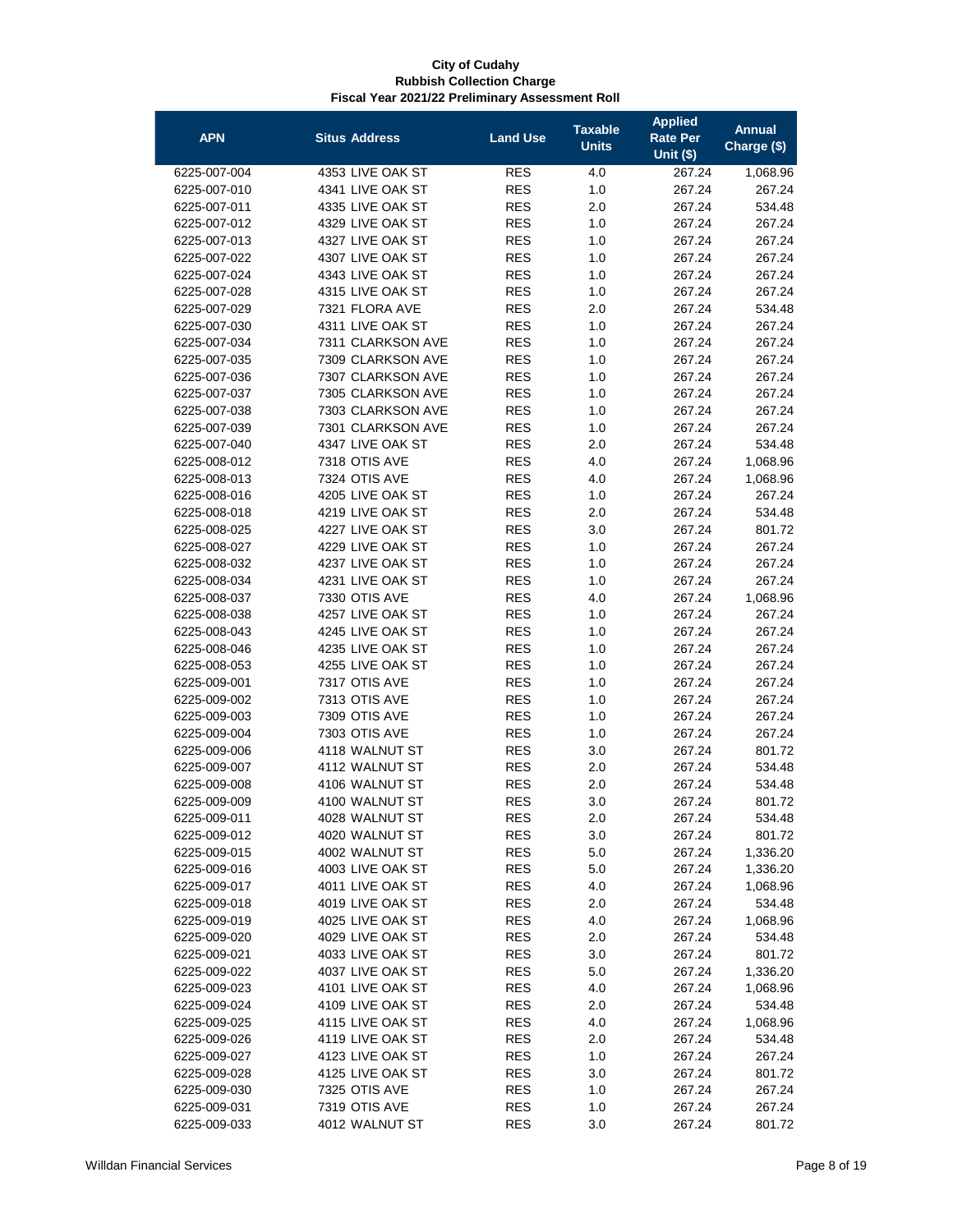**City of Cudahy**
**Rubbish Collection Charge**
**Fiscal Year 2021/22 Preliminary Assessment Roll**

| APN | Situs Address | Land Use | Taxable Units | Applied Rate Per Unit ($) | Annual Charge ($) |
|---|---|---|---|---|---|
| 6225-007-004 | 4353 LIVE OAK ST | RES | 4.0 | 267.24 | 1,068.96 |
| 6225-007-010 | 4341 LIVE OAK ST | RES | 1.0 | 267.24 | 267.24 |
| 6225-007-011 | 4335 LIVE OAK ST | RES | 2.0 | 267.24 | 534.48 |
| 6225-007-012 | 4329 LIVE OAK ST | RES | 1.0 | 267.24 | 267.24 |
| 6225-007-013 | 4327 LIVE OAK ST | RES | 1.0 | 267.24 | 267.24 |
| 6225-007-022 | 4307 LIVE OAK ST | RES | 1.0 | 267.24 | 267.24 |
| 6225-007-024 | 4343 LIVE OAK ST | RES | 1.0 | 267.24 | 267.24 |
| 6225-007-028 | 4315 LIVE OAK ST | RES | 1.0 | 267.24 | 267.24 |
| 6225-007-029 | 7321 FLORA AVE | RES | 2.0 | 267.24 | 534.48 |
| 6225-007-030 | 4311 LIVE OAK ST | RES | 1.0 | 267.24 | 267.24 |
| 6225-007-034 | 7311 CLARKSON AVE | RES | 1.0 | 267.24 | 267.24 |
| 6225-007-035 | 7309 CLARKSON AVE | RES | 1.0 | 267.24 | 267.24 |
| 6225-007-036 | 7307 CLARKSON AVE | RES | 1.0 | 267.24 | 267.24 |
| 6225-007-037 | 7305 CLARKSON AVE | RES | 1.0 | 267.24 | 267.24 |
| 6225-007-038 | 7303 CLARKSON AVE | RES | 1.0 | 267.24 | 267.24 |
| 6225-007-039 | 7301 CLARKSON AVE | RES | 1.0 | 267.24 | 267.24 |
| 6225-007-040 | 4347 LIVE OAK ST | RES | 2.0 | 267.24 | 534.48 |
| 6225-008-012 | 7318 OTIS AVE | RES | 4.0 | 267.24 | 1,068.96 |
| 6225-008-013 | 7324 OTIS AVE | RES | 4.0 | 267.24 | 1,068.96 |
| 6225-008-016 | 4205 LIVE OAK ST | RES | 1.0 | 267.24 | 267.24 |
| 6225-008-018 | 4219 LIVE OAK ST | RES | 2.0 | 267.24 | 534.48 |
| 6225-008-025 | 4227 LIVE OAK ST | RES | 3.0 | 267.24 | 801.72 |
| 6225-008-027 | 4229 LIVE OAK ST | RES | 1.0 | 267.24 | 267.24 |
| 6225-008-032 | 4237 LIVE OAK ST | RES | 1.0 | 267.24 | 267.24 |
| 6225-008-034 | 4231 LIVE OAK ST | RES | 1.0 | 267.24 | 267.24 |
| 6225-008-037 | 7330 OTIS AVE | RES | 4.0 | 267.24 | 1,068.96 |
| 6225-008-038 | 4257 LIVE OAK ST | RES | 1.0 | 267.24 | 267.24 |
| 6225-008-043 | 4245 LIVE OAK ST | RES | 1.0 | 267.24 | 267.24 |
| 6225-008-046 | 4235 LIVE OAK ST | RES | 1.0 | 267.24 | 267.24 |
| 6225-008-053 | 4255 LIVE OAK ST | RES | 1.0 | 267.24 | 267.24 |
| 6225-009-001 | 7317 OTIS AVE | RES | 1.0 | 267.24 | 267.24 |
| 6225-009-002 | 7313 OTIS AVE | RES | 1.0 | 267.24 | 267.24 |
| 6225-009-003 | 7309 OTIS AVE | RES | 1.0 | 267.24 | 267.24 |
| 6225-009-004 | 7303 OTIS AVE | RES | 1.0 | 267.24 | 267.24 |
| 6225-009-006 | 4118 WALNUT ST | RES | 3.0 | 267.24 | 801.72 |
| 6225-009-007 | 4112 WALNUT ST | RES | 2.0 | 267.24 | 534.48 |
| 6225-009-008 | 4106 WALNUT ST | RES | 2.0 | 267.24 | 534.48 |
| 6225-009-009 | 4100 WALNUT ST | RES | 3.0 | 267.24 | 801.72 |
| 6225-009-011 | 4028 WALNUT ST | RES | 2.0 | 267.24 | 534.48 |
| 6225-009-012 | 4020 WALNUT ST | RES | 3.0 | 267.24 | 801.72 |
| 6225-009-015 | 4002 WALNUT ST | RES | 5.0 | 267.24 | 1,336.20 |
| 6225-009-016 | 4003 LIVE OAK ST | RES | 5.0 | 267.24 | 1,336.20 |
| 6225-009-017 | 4011 LIVE OAK ST | RES | 4.0 | 267.24 | 1,068.96 |
| 6225-009-018 | 4019 LIVE OAK ST | RES | 2.0 | 267.24 | 534.48 |
| 6225-009-019 | 4025 LIVE OAK ST | RES | 4.0 | 267.24 | 1,068.96 |
| 6225-009-020 | 4029 LIVE OAK ST | RES | 2.0 | 267.24 | 534.48 |
| 6225-009-021 | 4033 LIVE OAK ST | RES | 3.0 | 267.24 | 801.72 |
| 6225-009-022 | 4037 LIVE OAK ST | RES | 5.0 | 267.24 | 1,336.20 |
| 6225-009-023 | 4101 LIVE OAK ST | RES | 4.0 | 267.24 | 1,068.96 |
| 6225-009-024 | 4109 LIVE OAK ST | RES | 2.0 | 267.24 | 534.48 |
| 6225-009-025 | 4115 LIVE OAK ST | RES | 4.0 | 267.24 | 1,068.96 |
| 6225-009-026 | 4119 LIVE OAK ST | RES | 2.0 | 267.24 | 534.48 |
| 6225-009-027 | 4123 LIVE OAK ST | RES | 1.0 | 267.24 | 267.24 |
| 6225-009-028 | 4125 LIVE OAK ST | RES | 3.0 | 267.24 | 801.72 |
| 6225-009-030 | 7325 OTIS AVE | RES | 1.0 | 267.24 | 267.24 |
| 6225-009-031 | 7319 OTIS AVE | RES | 1.0 | 267.24 | 267.24 |
| 6225-009-033 | 4012 WALNUT ST | RES | 3.0 | 267.24 | 801.72 |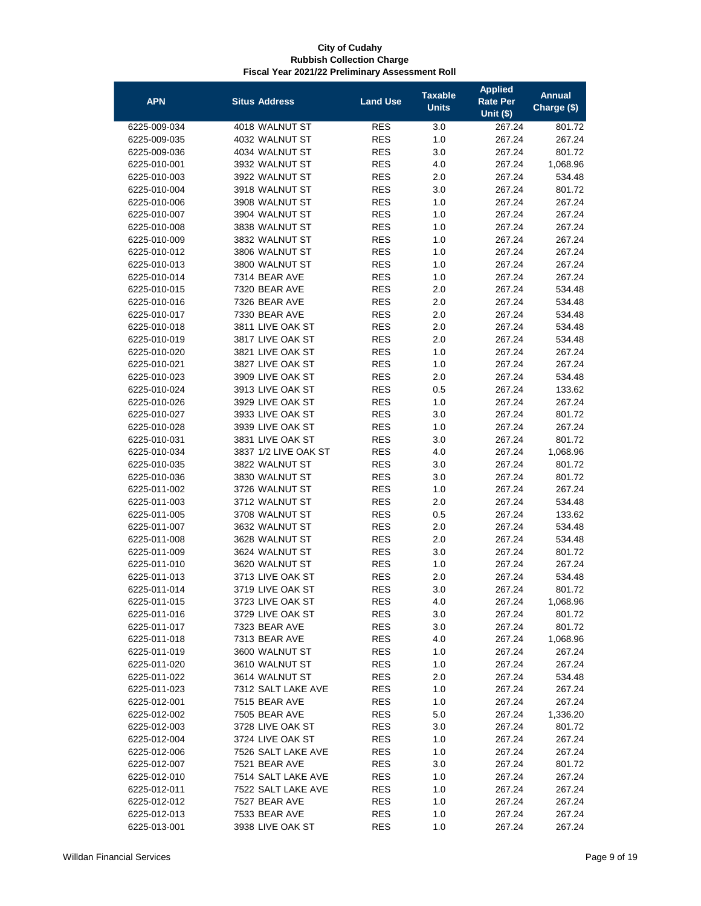**City of Cudahy**
**Rubbish Collection Charge**
**Fiscal Year 2021/22 Preliminary Assessment Roll**

| APN | Situs Address | Land Use | Taxable Units | Applied Rate Per Unit ($) | Annual Charge ($) |
|---|---|---|---|---|---|
| 6225-009-034 | 4018 WALNUT ST | RES | 3.0 | 267.24 | 801.72 |
| 6225-009-035 | 4032 WALNUT ST | RES | 1.0 | 267.24 | 267.24 |
| 6225-009-036 | 4034 WALNUT ST | RES | 3.0 | 267.24 | 801.72 |
| 6225-010-001 | 3932 WALNUT ST | RES | 4.0 | 267.24 | 1,068.96 |
| 6225-010-003 | 3922 WALNUT ST | RES | 2.0 | 267.24 | 534.48 |
| 6225-010-004 | 3918 WALNUT ST | RES | 3.0 | 267.24 | 801.72 |
| 6225-010-006 | 3908 WALNUT ST | RES | 1.0 | 267.24 | 267.24 |
| 6225-010-007 | 3904 WALNUT ST | RES | 1.0 | 267.24 | 267.24 |
| 6225-010-008 | 3838 WALNUT ST | RES | 1.0 | 267.24 | 267.24 |
| 6225-010-009 | 3832 WALNUT ST | RES | 1.0 | 267.24 | 267.24 |
| 6225-010-012 | 3806 WALNUT ST | RES | 1.0 | 267.24 | 267.24 |
| 6225-010-013 | 3800 WALNUT ST | RES | 1.0 | 267.24 | 267.24 |
| 6225-010-014 | 7314 BEAR AVE | RES | 1.0 | 267.24 | 267.24 |
| 6225-010-015 | 7320 BEAR AVE | RES | 2.0 | 267.24 | 534.48 |
| 6225-010-016 | 7326 BEAR AVE | RES | 2.0 | 267.24 | 534.48 |
| 6225-010-017 | 7330 BEAR AVE | RES | 2.0 | 267.24 | 534.48 |
| 6225-010-018 | 3811 LIVE OAK ST | RES | 2.0 | 267.24 | 534.48 |
| 6225-010-019 | 3817 LIVE OAK ST | RES | 2.0 | 267.24 | 534.48 |
| 6225-010-020 | 3821 LIVE OAK ST | RES | 1.0 | 267.24 | 267.24 |
| 6225-010-021 | 3827 LIVE OAK ST | RES | 1.0 | 267.24 | 267.24 |
| 6225-010-023 | 3909 LIVE OAK ST | RES | 2.0 | 267.24 | 534.48 |
| 6225-010-024 | 3913 LIVE OAK ST | RES | 0.5 | 267.24 | 133.62 |
| 6225-010-026 | 3929 LIVE OAK ST | RES | 1.0 | 267.24 | 267.24 |
| 6225-010-027 | 3933 LIVE OAK ST | RES | 3.0 | 267.24 | 801.72 |
| 6225-010-028 | 3939 LIVE OAK ST | RES | 1.0 | 267.24 | 267.24 |
| 6225-010-031 | 3831 LIVE OAK ST | RES | 3.0 | 267.24 | 801.72 |
| 6225-010-034 | 3837 1/2 LIVE OAK ST | RES | 4.0 | 267.24 | 1,068.96 |
| 6225-010-035 | 3822 WALNUT ST | RES | 3.0 | 267.24 | 801.72 |
| 6225-010-036 | 3830 WALNUT ST | RES | 3.0 | 267.24 | 801.72 |
| 6225-011-002 | 3726 WALNUT ST | RES | 1.0 | 267.24 | 267.24 |
| 6225-011-003 | 3712 WALNUT ST | RES | 2.0 | 267.24 | 534.48 |
| 6225-011-005 | 3708 WALNUT ST | RES | 0.5 | 267.24 | 133.62 |
| 6225-011-007 | 3632 WALNUT ST | RES | 2.0 | 267.24 | 534.48 |
| 6225-011-008 | 3628 WALNUT ST | RES | 2.0 | 267.24 | 534.48 |
| 6225-011-009 | 3624 WALNUT ST | RES | 3.0 | 267.24 | 801.72 |
| 6225-011-010 | 3620 WALNUT ST | RES | 1.0 | 267.24 | 267.24 |
| 6225-011-013 | 3713 LIVE OAK ST | RES | 2.0 | 267.24 | 534.48 |
| 6225-011-014 | 3719 LIVE OAK ST | RES | 3.0 | 267.24 | 801.72 |
| 6225-011-015 | 3723 LIVE OAK ST | RES | 4.0 | 267.24 | 1,068.96 |
| 6225-011-016 | 3729 LIVE OAK ST | RES | 3.0 | 267.24 | 801.72 |
| 6225-011-017 | 7323 BEAR AVE | RES | 3.0 | 267.24 | 801.72 |
| 6225-011-018 | 7313 BEAR AVE | RES | 4.0 | 267.24 | 1,068.96 |
| 6225-011-019 | 3600 WALNUT ST | RES | 1.0 | 267.24 | 267.24 |
| 6225-011-020 | 3610 WALNUT ST | RES | 1.0 | 267.24 | 267.24 |
| 6225-011-022 | 3614 WALNUT ST | RES | 2.0 | 267.24 | 534.48 |
| 6225-011-023 | 7312 SALT LAKE AVE | RES | 1.0 | 267.24 | 267.24 |
| 6225-012-001 | 7515 BEAR AVE | RES | 1.0 | 267.24 | 267.24 |
| 6225-012-002 | 7505 BEAR AVE | RES | 5.0 | 267.24 | 1,336.20 |
| 6225-012-003 | 3728 LIVE OAK ST | RES | 3.0 | 267.24 | 801.72 |
| 6225-012-004 | 3724 LIVE OAK ST | RES | 1.0 | 267.24 | 267.24 |
| 6225-012-006 | 7526 SALT LAKE AVE | RES | 1.0 | 267.24 | 267.24 |
| 6225-012-007 | 7521 BEAR AVE | RES | 3.0 | 267.24 | 801.72 |
| 6225-012-010 | 7514 SALT LAKE AVE | RES | 1.0 | 267.24 | 267.24 |
| 6225-012-011 | 7522 SALT LAKE AVE | RES | 1.0 | 267.24 | 267.24 |
| 6225-012-012 | 7527 BEAR AVE | RES | 1.0 | 267.24 | 267.24 |
| 6225-012-013 | 7533 BEAR AVE | RES | 1.0 | 267.24 | 267.24 |
| 6225-013-001 | 3938 LIVE OAK ST | RES | 1.0 | 267.24 | 267.24 |

Willdan Financial Services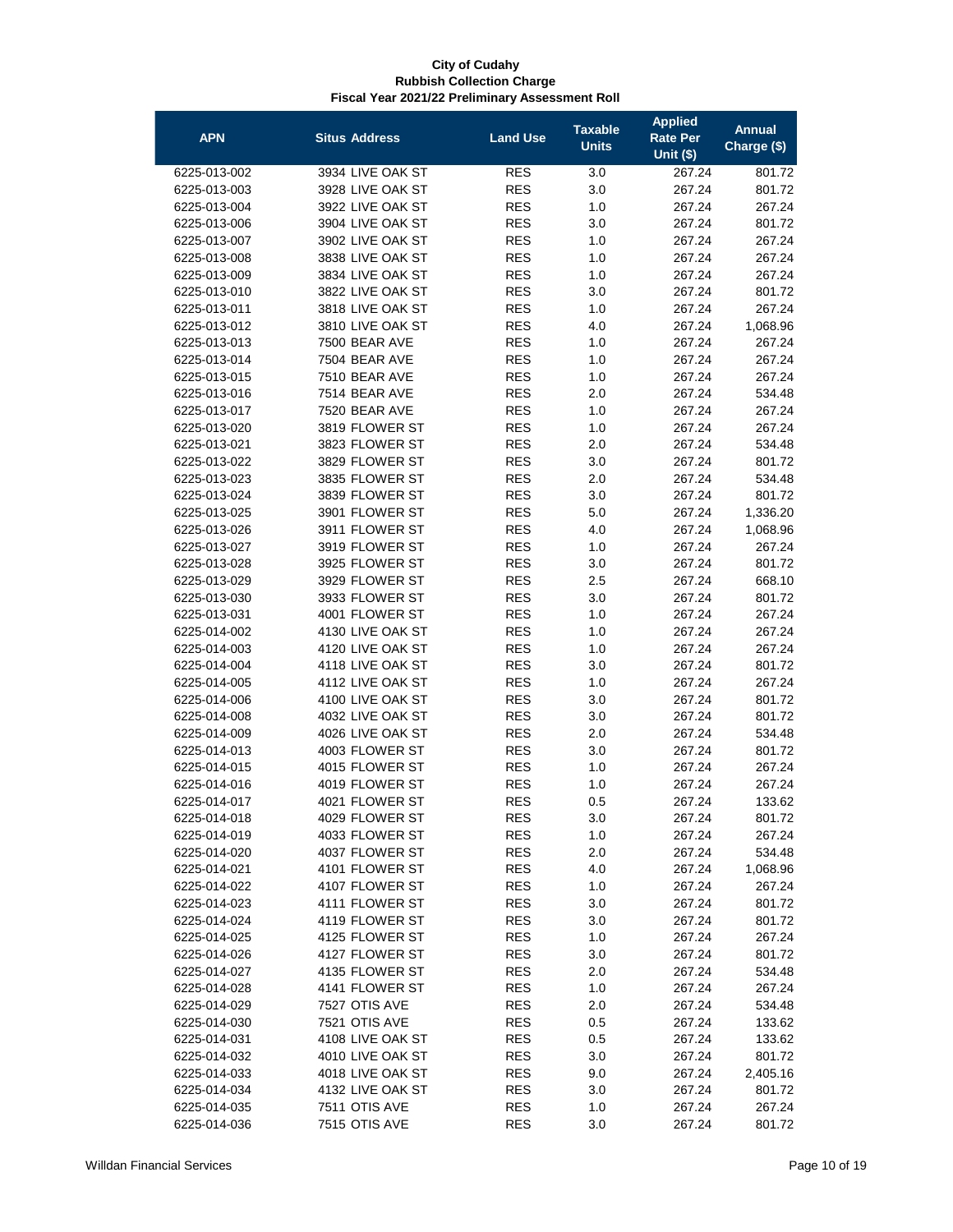**City of Cudahy**
**Rubbish Collection Charge**
**Fiscal Year 2021/22 Preliminary Assessment Roll**

| APN | Situs Address | Land Use | Taxable Units | Applied Rate Per Unit ($) | Annual Charge ($) |
|---|---|---|---|---|---|
| 6225-013-002 | 3934 LIVE OAK ST | RES | 3.0 | 267.24 | 801.72 |
| 6225-013-003 | 3928 LIVE OAK ST | RES | 3.0 | 267.24 | 801.72 |
| 6225-013-004 | 3922 LIVE OAK ST | RES | 1.0 | 267.24 | 267.24 |
| 6225-013-006 | 3904 LIVE OAK ST | RES | 3.0 | 267.24 | 801.72 |
| 6225-013-007 | 3902 LIVE OAK ST | RES | 1.0 | 267.24 | 267.24 |
| 6225-013-008 | 3838 LIVE OAK ST | RES | 1.0 | 267.24 | 267.24 |
| 6225-013-009 | 3834 LIVE OAK ST | RES | 1.0 | 267.24 | 267.24 |
| 6225-013-010 | 3822 LIVE OAK ST | RES | 3.0 | 267.24 | 801.72 |
| 6225-013-011 | 3818 LIVE OAK ST | RES | 1.0 | 267.24 | 267.24 |
| 6225-013-012 | 3810 LIVE OAK ST | RES | 4.0 | 267.24 | 1,068.96 |
| 6225-013-013 | 7500 BEAR AVE | RES | 1.0 | 267.24 | 267.24 |
| 6225-013-014 | 7504 BEAR AVE | RES | 1.0 | 267.24 | 267.24 |
| 6225-013-015 | 7510 BEAR AVE | RES | 1.0 | 267.24 | 267.24 |
| 6225-013-016 | 7514 BEAR AVE | RES | 2.0 | 267.24 | 534.48 |
| 6225-013-017 | 7520 BEAR AVE | RES | 1.0 | 267.24 | 267.24 |
| 6225-013-020 | 3819 FLOWER ST | RES | 1.0 | 267.24 | 267.24 |
| 6225-013-021 | 3823 FLOWER ST | RES | 2.0 | 267.24 | 534.48 |
| 6225-013-022 | 3829 FLOWER ST | RES | 3.0 | 267.24 | 801.72 |
| 6225-013-023 | 3835 FLOWER ST | RES | 2.0 | 267.24 | 534.48 |
| 6225-013-024 | 3839 FLOWER ST | RES | 3.0 | 267.24 | 801.72 |
| 6225-013-025 | 3901 FLOWER ST | RES | 5.0 | 267.24 | 1,336.20 |
| 6225-013-026 | 3911 FLOWER ST | RES | 4.0 | 267.24 | 1,068.96 |
| 6225-013-027 | 3919 FLOWER ST | RES | 1.0 | 267.24 | 267.24 |
| 6225-013-028 | 3925 FLOWER ST | RES | 3.0 | 267.24 | 801.72 |
| 6225-013-029 | 3929 FLOWER ST | RES | 2.5 | 267.24 | 668.10 |
| 6225-013-030 | 3933 FLOWER ST | RES | 3.0 | 267.24 | 801.72 |
| 6225-013-031 | 4001 FLOWER ST | RES | 1.0 | 267.24 | 267.24 |
| 6225-014-002 | 4130 LIVE OAK ST | RES | 1.0 | 267.24 | 267.24 |
| 6225-014-003 | 4120 LIVE OAK ST | RES | 1.0 | 267.24 | 267.24 |
| 6225-014-004 | 4118 LIVE OAK ST | RES | 3.0 | 267.24 | 801.72 |
| 6225-014-005 | 4112 LIVE OAK ST | RES | 1.0 | 267.24 | 267.24 |
| 6225-014-006 | 4100 LIVE OAK ST | RES | 3.0 | 267.24 | 801.72 |
| 6225-014-008 | 4032 LIVE OAK ST | RES | 3.0 | 267.24 | 801.72 |
| 6225-014-009 | 4026 LIVE OAK ST | RES | 2.0 | 267.24 | 534.48 |
| 6225-014-013 | 4003 FLOWER ST | RES | 3.0 | 267.24 | 801.72 |
| 6225-014-015 | 4015 FLOWER ST | RES | 1.0 | 267.24 | 267.24 |
| 6225-014-016 | 4019 FLOWER ST | RES | 1.0 | 267.24 | 267.24 |
| 6225-014-017 | 4021 FLOWER ST | RES | 0.5 | 267.24 | 133.62 |
| 6225-014-018 | 4029 FLOWER ST | RES | 3.0 | 267.24 | 801.72 |
| 6225-014-019 | 4033 FLOWER ST | RES | 1.0 | 267.24 | 267.24 |
| 6225-014-020 | 4037 FLOWER ST | RES | 2.0 | 267.24 | 534.48 |
| 6225-014-021 | 4101 FLOWER ST | RES | 4.0 | 267.24 | 1,068.96 |
| 6225-014-022 | 4107 FLOWER ST | RES | 1.0 | 267.24 | 267.24 |
| 6225-014-023 | 4111 FLOWER ST | RES | 3.0 | 267.24 | 801.72 |
| 6225-014-024 | 4119 FLOWER ST | RES | 3.0 | 267.24 | 801.72 |
| 6225-014-025 | 4125 FLOWER ST | RES | 1.0 | 267.24 | 267.24 |
| 6225-014-026 | 4127 FLOWER ST | RES | 3.0 | 267.24 | 801.72 |
| 6225-014-027 | 4135 FLOWER ST | RES | 2.0 | 267.24 | 534.48 |
| 6225-014-028 | 4141 FLOWER ST | RES | 1.0 | 267.24 | 267.24 |
| 6225-014-029 | 7527 OTIS AVE | RES | 2.0 | 267.24 | 534.48 |
| 6225-014-030 | 7521 OTIS AVE | RES | 0.5 | 267.24 | 133.62 |
| 6225-014-031 | 4108 LIVE OAK ST | RES | 0.5 | 267.24 | 133.62 |
| 6225-014-032 | 4010 LIVE OAK ST | RES | 3.0 | 267.24 | 801.72 |
| 6225-014-033 | 4018 LIVE OAK ST | RES | 9.0 | 267.24 | 2,405.16 |
| 6225-014-034 | 4132 LIVE OAK ST | RES | 3.0 | 267.24 | 801.72 |
| 6225-014-035 | 7511 OTIS AVE | RES | 1.0 | 267.24 | 267.24 |
| 6225-014-036 | 7515 OTIS AVE | RES | 3.0 | 267.24 | 801.72 |

Willdan Financial Services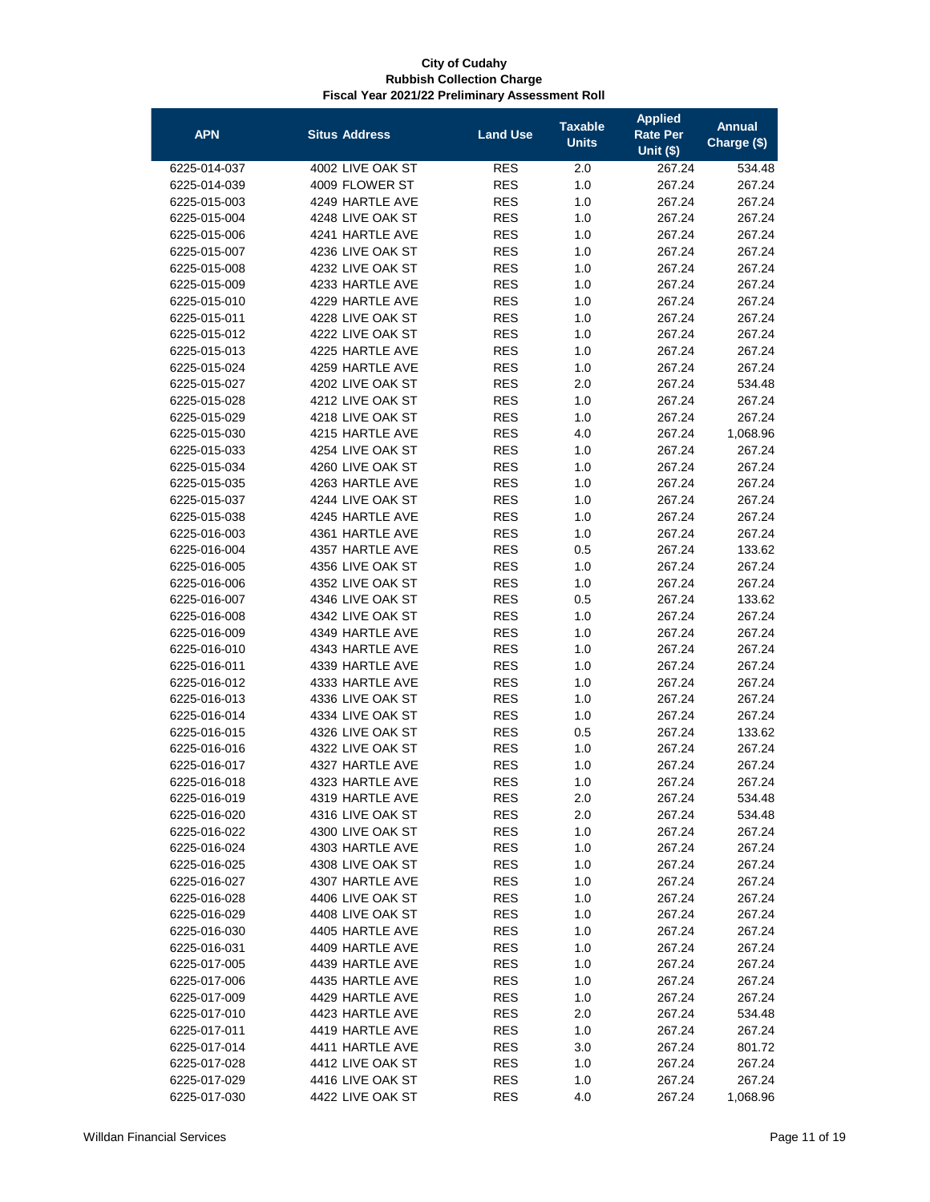**City of Cudahy**
**Rubbish Collection Charge**
**Fiscal Year 2021/22 Preliminary Assessment Roll**

| APN | Situs Address | Land Use | Taxable Units | Applied Rate Per Unit ($) | Annual Charge ($) |
|---|---|---|---|---|---|
| 6225-014-037 | 4002 LIVE OAK ST | RES | 2.0 | 267.24 | 534.48 |
| 6225-014-039 | 4009 FLOWER ST | RES | 1.0 | 267.24 | 267.24 |
| 6225-015-003 | 4249 HARTLE AVE | RES | 1.0 | 267.24 | 267.24 |
| 6225-015-004 | 4248 LIVE OAK ST | RES | 1.0 | 267.24 | 267.24 |
| 6225-015-006 | 4241 HARTLE AVE | RES | 1.0 | 267.24 | 267.24 |
| 6225-015-007 | 4236 LIVE OAK ST | RES | 1.0 | 267.24 | 267.24 |
| 6225-015-008 | 4232 LIVE OAK ST | RES | 1.0 | 267.24 | 267.24 |
| 6225-015-009 | 4233 HARTLE AVE | RES | 1.0 | 267.24 | 267.24 |
| 6225-015-010 | 4229 HARTLE AVE | RES | 1.0 | 267.24 | 267.24 |
| 6225-015-011 | 4228 LIVE OAK ST | RES | 1.0 | 267.24 | 267.24 |
| 6225-015-012 | 4222 LIVE OAK ST | RES | 1.0 | 267.24 | 267.24 |
| 6225-015-013 | 4225 HARTLE AVE | RES | 1.0 | 267.24 | 267.24 |
| 6225-015-024 | 4259 HARTLE AVE | RES | 1.0 | 267.24 | 267.24 |
| 6225-015-027 | 4202 LIVE OAK ST | RES | 2.0 | 267.24 | 534.48 |
| 6225-015-028 | 4212 LIVE OAK ST | RES | 1.0 | 267.24 | 267.24 |
| 6225-015-029 | 4218 LIVE OAK ST | RES | 1.0 | 267.24 | 267.24 |
| 6225-015-030 | 4215 HARTLE AVE | RES | 4.0 | 267.24 | 1,068.96 |
| 6225-015-033 | 4254 LIVE OAK ST | RES | 1.0 | 267.24 | 267.24 |
| 6225-015-034 | 4260 LIVE OAK ST | RES | 1.0 | 267.24 | 267.24 |
| 6225-015-035 | 4263 HARTLE AVE | RES | 1.0 | 267.24 | 267.24 |
| 6225-015-037 | 4244 LIVE OAK ST | RES | 1.0 | 267.24 | 267.24 |
| 6225-015-038 | 4245 HARTLE AVE | RES | 1.0 | 267.24 | 267.24 |
| 6225-016-003 | 4361 HARTLE AVE | RES | 1.0 | 267.24 | 267.24 |
| 6225-016-004 | 4357 HARTLE AVE | RES | 0.5 | 267.24 | 133.62 |
| 6225-016-005 | 4356 LIVE OAK ST | RES | 1.0 | 267.24 | 267.24 |
| 6225-016-006 | 4352 LIVE OAK ST | RES | 1.0 | 267.24 | 267.24 |
| 6225-016-007 | 4346 LIVE OAK ST | RES | 0.5 | 267.24 | 133.62 |
| 6225-016-008 | 4342 LIVE OAK ST | RES | 1.0 | 267.24 | 267.24 |
| 6225-016-009 | 4349 HARTLE AVE | RES | 1.0 | 267.24 | 267.24 |
| 6225-016-010 | 4343 HARTLE AVE | RES | 1.0 | 267.24 | 267.24 |
| 6225-016-011 | 4339 HARTLE AVE | RES | 1.0 | 267.24 | 267.24 |
| 6225-016-012 | 4333 HARTLE AVE | RES | 1.0 | 267.24 | 267.24 |
| 6225-016-013 | 4336 LIVE OAK ST | RES | 1.0 | 267.24 | 267.24 |
| 6225-016-014 | 4334 LIVE OAK ST | RES | 1.0 | 267.24 | 267.24 |
| 6225-016-015 | 4326 LIVE OAK ST | RES | 0.5 | 267.24 | 133.62 |
| 6225-016-016 | 4322 LIVE OAK ST | RES | 1.0 | 267.24 | 267.24 |
| 6225-016-017 | 4327 HARTLE AVE | RES | 1.0 | 267.24 | 267.24 |
| 6225-016-018 | 4323 HARTLE AVE | RES | 1.0 | 267.24 | 267.24 |
| 6225-016-019 | 4319 HARTLE AVE | RES | 2.0 | 267.24 | 534.48 |
| 6225-016-020 | 4316 LIVE OAK ST | RES | 2.0 | 267.24 | 534.48 |
| 6225-016-022 | 4300 LIVE OAK ST | RES | 1.0 | 267.24 | 267.24 |
| 6225-016-024 | 4303 HARTLE AVE | RES | 1.0 | 267.24 | 267.24 |
| 6225-016-025 | 4308 LIVE OAK ST | RES | 1.0 | 267.24 | 267.24 |
| 6225-016-027 | 4307 HARTLE AVE | RES | 1.0 | 267.24 | 267.24 |
| 6225-016-028 | 4406 LIVE OAK ST | RES | 1.0 | 267.24 | 267.24 |
| 6225-016-029 | 4408 LIVE OAK ST | RES | 1.0 | 267.24 | 267.24 |
| 6225-016-030 | 4405 HARTLE AVE | RES | 1.0 | 267.24 | 267.24 |
| 6225-016-031 | 4409 HARTLE AVE | RES | 1.0 | 267.24 | 267.24 |
| 6225-017-005 | 4439 HARTLE AVE | RES | 1.0 | 267.24 | 267.24 |
| 6225-017-006 | 4435 HARTLE AVE | RES | 1.0 | 267.24 | 267.24 |
| 6225-017-009 | 4429 HARTLE AVE | RES | 1.0 | 267.24 | 267.24 |
| 6225-017-010 | 4423 HARTLE AVE | RES | 2.0 | 267.24 | 534.48 |
| 6225-017-011 | 4419 HARTLE AVE | RES | 1.0 | 267.24 | 267.24 |
| 6225-017-014 | 4411 HARTLE AVE | RES | 3.0 | 267.24 | 801.72 |
| 6225-017-028 | 4412 LIVE OAK ST | RES | 1.0 | 267.24 | 267.24 |
| 6225-017-029 | 4416 LIVE OAK ST | RES | 1.0 | 267.24 | 267.24 |
| 6225-017-030 | 4422 LIVE OAK ST | RES | 4.0 | 267.24 | 1,068.96 |

Willdan Financial Services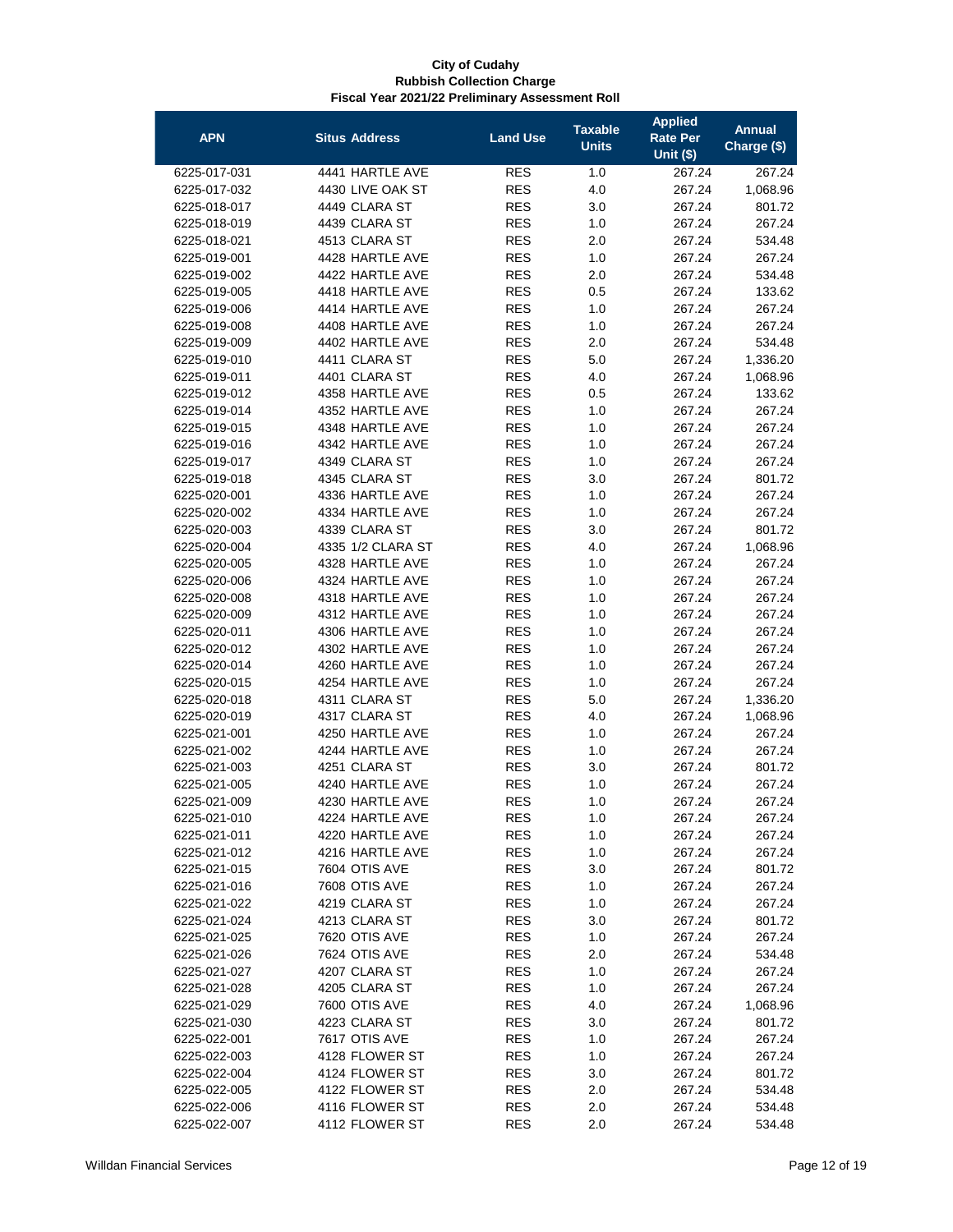**City of Cudahy**
**Rubbish Collection Charge**
**Fiscal Year 2021/22 Preliminary Assessment Roll**

| APN | Situs Address | Land Use | Taxable Units | Applied Rate Per Unit ($) | Annual Charge ($) |
|---|---|---|---|---|---|
| 6225-017-031 | 4441 HARTLE AVE | RES | 1.0 | 267.24 | 267.24 |
| 6225-017-032 | 4430 LIVE OAK ST | RES | 4.0 | 267.24 | 1,068.96 |
| 6225-018-017 | 4449 CLARA ST | RES | 3.0 | 267.24 | 801.72 |
| 6225-018-019 | 4439 CLARA ST | RES | 1.0 | 267.24 | 267.24 |
| 6225-018-021 | 4513 CLARA ST | RES | 2.0 | 267.24 | 534.48 |
| 6225-019-001 | 4428 HARTLE AVE | RES | 1.0 | 267.24 | 267.24 |
| 6225-019-002 | 4422 HARTLE AVE | RES | 2.0 | 267.24 | 534.48 |
| 6225-019-005 | 4418 HARTLE AVE | RES | 0.5 | 267.24 | 133.62 |
| 6225-019-006 | 4414 HARTLE AVE | RES | 1.0 | 267.24 | 267.24 |
| 6225-019-008 | 4408 HARTLE AVE | RES | 1.0 | 267.24 | 267.24 |
| 6225-019-009 | 4402 HARTLE AVE | RES | 2.0 | 267.24 | 534.48 |
| 6225-019-010 | 4411 CLARA ST | RES | 5.0 | 267.24 | 1,336.20 |
| 6225-019-011 | 4401 CLARA ST | RES | 4.0 | 267.24 | 1,068.96 |
| 6225-019-012 | 4358 HARTLE AVE | RES | 0.5 | 267.24 | 133.62 |
| 6225-019-014 | 4352 HARTLE AVE | RES | 1.0 | 267.24 | 267.24 |
| 6225-019-015 | 4348 HARTLE AVE | RES | 1.0 | 267.24 | 267.24 |
| 6225-019-016 | 4342 HARTLE AVE | RES | 1.0 | 267.24 | 267.24 |
| 6225-019-017 | 4349 CLARA ST | RES | 1.0 | 267.24 | 267.24 |
| 6225-019-018 | 4345 CLARA ST | RES | 3.0 | 267.24 | 801.72 |
| 6225-020-001 | 4336 HARTLE AVE | RES | 1.0 | 267.24 | 267.24 |
| 6225-020-002 | 4334 HARTLE AVE | RES | 1.0 | 267.24 | 267.24 |
| 6225-020-003 | 4339 CLARA ST | RES | 3.0 | 267.24 | 801.72 |
| 6225-020-004 | 4335 1/2 CLARA ST | RES | 4.0 | 267.24 | 1,068.96 |
| 6225-020-005 | 4328 HARTLE AVE | RES | 1.0 | 267.24 | 267.24 |
| 6225-020-006 | 4324 HARTLE AVE | RES | 1.0 | 267.24 | 267.24 |
| 6225-020-008 | 4318 HARTLE AVE | RES | 1.0 | 267.24 | 267.24 |
| 6225-020-009 | 4312 HARTLE AVE | RES | 1.0 | 267.24 | 267.24 |
| 6225-020-011 | 4306 HARTLE AVE | RES | 1.0 | 267.24 | 267.24 |
| 6225-020-012 | 4302 HARTLE AVE | RES | 1.0 | 267.24 | 267.24 |
| 6225-020-014 | 4260 HARTLE AVE | RES | 1.0 | 267.24 | 267.24 |
| 6225-020-015 | 4254 HARTLE AVE | RES | 1.0 | 267.24 | 267.24 |
| 6225-020-018 | 4311 CLARA ST | RES | 5.0 | 267.24 | 1,336.20 |
| 6225-020-019 | 4317 CLARA ST | RES | 4.0 | 267.24 | 1,068.96 |
| 6225-021-001 | 4250 HARTLE AVE | RES | 1.0 | 267.24 | 267.24 |
| 6225-021-002 | 4244 HARTLE AVE | RES | 1.0 | 267.24 | 267.24 |
| 6225-021-003 | 4251 CLARA ST | RES | 3.0 | 267.24 | 801.72 |
| 6225-021-005 | 4240 HARTLE AVE | RES | 1.0 | 267.24 | 267.24 |
| 6225-021-009 | 4230 HARTLE AVE | RES | 1.0 | 267.24 | 267.24 |
| 6225-021-010 | 4224 HARTLE AVE | RES | 1.0 | 267.24 | 267.24 |
| 6225-021-011 | 4220 HARTLE AVE | RES | 1.0 | 267.24 | 267.24 |
| 6225-021-012 | 4216 HARTLE AVE | RES | 1.0 | 267.24 | 267.24 |
| 6225-021-015 | 7604 OTIS AVE | RES | 3.0 | 267.24 | 801.72 |
| 6225-021-016 | 7608 OTIS AVE | RES | 1.0 | 267.24 | 267.24 |
| 6225-021-022 | 4219 CLARA ST | RES | 1.0 | 267.24 | 267.24 |
| 6225-021-024 | 4213 CLARA ST | RES | 3.0 | 267.24 | 801.72 |
| 6225-021-025 | 7620 OTIS AVE | RES | 1.0 | 267.24 | 267.24 |
| 6225-021-026 | 7624 OTIS AVE | RES | 2.0 | 267.24 | 534.48 |
| 6225-021-027 | 4207 CLARA ST | RES | 1.0 | 267.24 | 267.24 |
| 6225-021-028 | 4205 CLARA ST | RES | 1.0 | 267.24 | 267.24 |
| 6225-021-029 | 7600 OTIS AVE | RES | 4.0 | 267.24 | 1,068.96 |
| 6225-021-030 | 4223 CLARA ST | RES | 3.0 | 267.24 | 801.72 |
| 6225-022-001 | 7617 OTIS AVE | RES | 1.0 | 267.24 | 267.24 |
| 6225-022-003 | 4128 FLOWER ST | RES | 1.0 | 267.24 | 267.24 |
| 6225-022-004 | 4124 FLOWER ST | RES | 3.0 | 267.24 | 801.72 |
| 6225-022-005 | 4122 FLOWER ST | RES | 2.0 | 267.24 | 534.48 |
| 6225-022-006 | 4116 FLOWER ST | RES | 2.0 | 267.24 | 534.48 |
| 6225-022-007 | 4112 FLOWER ST | RES | 2.0 | 267.24 | 534.48 |

Willdan Financial Services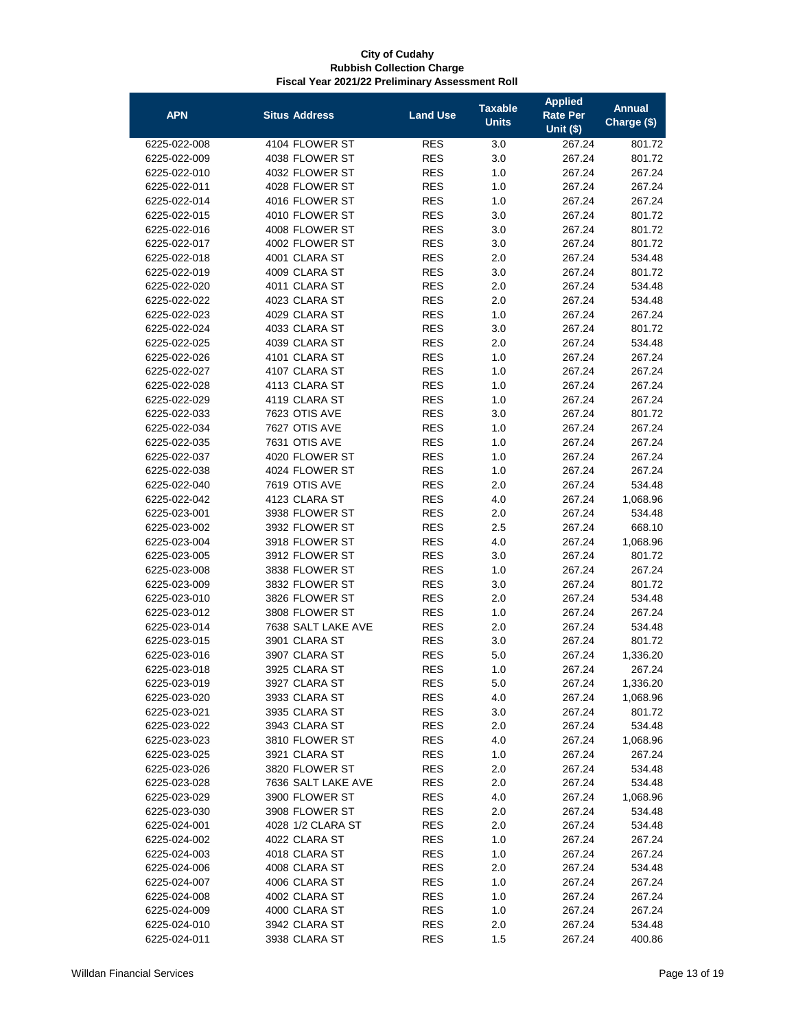**City of Cudahy**
**Rubbish Collection Charge**
**Fiscal Year 2021/22 Preliminary Assessment Roll**

| APN | Situs Address | Land Use | Taxable Units | Applied Rate Per Unit ($) | Annual Charge ($) |
|---|---|---|---|---|---|
| 6225-022-008 | 4104 FLOWER ST | RES | 3.0 | 267.24 | 801.72 |
| 6225-022-009 | 4038 FLOWER ST | RES | 3.0 | 267.24 | 801.72 |
| 6225-022-010 | 4032 FLOWER ST | RES | 1.0 | 267.24 | 267.24 |
| 6225-022-011 | 4028 FLOWER ST | RES | 1.0 | 267.24 | 267.24 |
| 6225-022-014 | 4016 FLOWER ST | RES | 1.0 | 267.24 | 267.24 |
| 6225-022-015 | 4010 FLOWER ST | RES | 3.0 | 267.24 | 801.72 |
| 6225-022-016 | 4008 FLOWER ST | RES | 3.0 | 267.24 | 801.72 |
| 6225-022-017 | 4002 FLOWER ST | RES | 3.0 | 267.24 | 801.72 |
| 6225-022-018 | 4001 CLARA ST | RES | 2.0 | 267.24 | 534.48 |
| 6225-022-019 | 4009 CLARA ST | RES | 3.0 | 267.24 | 801.72 |
| 6225-022-020 | 4011 CLARA ST | RES | 2.0 | 267.24 | 534.48 |
| 6225-022-022 | 4023 CLARA ST | RES | 2.0 | 267.24 | 534.48 |
| 6225-022-023 | 4029 CLARA ST | RES | 1.0 | 267.24 | 267.24 |
| 6225-022-024 | 4033 CLARA ST | RES | 3.0 | 267.24 | 801.72 |
| 6225-022-025 | 4039 CLARA ST | RES | 2.0 | 267.24 | 534.48 |
| 6225-022-026 | 4101 CLARA ST | RES | 1.0 | 267.24 | 267.24 |
| 6225-022-027 | 4107 CLARA ST | RES | 1.0 | 267.24 | 267.24 |
| 6225-022-028 | 4113 CLARA ST | RES | 1.0 | 267.24 | 267.24 |
| 6225-022-029 | 4119 CLARA ST | RES | 1.0 | 267.24 | 267.24 |
| 6225-022-033 | 7623 OTIS AVE | RES | 3.0 | 267.24 | 801.72 |
| 6225-022-034 | 7627 OTIS AVE | RES | 1.0 | 267.24 | 267.24 |
| 6225-022-035 | 7631 OTIS AVE | RES | 1.0 | 267.24 | 267.24 |
| 6225-022-037 | 4020 FLOWER ST | RES | 1.0 | 267.24 | 267.24 |
| 6225-022-038 | 4024 FLOWER ST | RES | 1.0 | 267.24 | 267.24 |
| 6225-022-040 | 7619 OTIS AVE | RES | 2.0 | 267.24 | 534.48 |
| 6225-022-042 | 4123 CLARA ST | RES | 4.0 | 267.24 | 1,068.96 |
| 6225-023-001 | 3938 FLOWER ST | RES | 2.0 | 267.24 | 534.48 |
| 6225-023-002 | 3932 FLOWER ST | RES | 2.5 | 267.24 | 668.10 |
| 6225-023-004 | 3918 FLOWER ST | RES | 4.0 | 267.24 | 1,068.96 |
| 6225-023-005 | 3912 FLOWER ST | RES | 3.0 | 267.24 | 801.72 |
| 6225-023-008 | 3838 FLOWER ST | RES | 1.0 | 267.24 | 267.24 |
| 6225-023-009 | 3832 FLOWER ST | RES | 3.0 | 267.24 | 801.72 |
| 6225-023-010 | 3826 FLOWER ST | RES | 2.0 | 267.24 | 534.48 |
| 6225-023-012 | 3808 FLOWER ST | RES | 1.0 | 267.24 | 267.24 |
| 6225-023-014 | 7638 SALT LAKE AVE | RES | 2.0 | 267.24 | 534.48 |
| 6225-023-015 | 3901 CLARA ST | RES | 3.0 | 267.24 | 801.72 |
| 6225-023-016 | 3907 CLARA ST | RES | 5.0 | 267.24 | 1,336.20 |
| 6225-023-018 | 3925 CLARA ST | RES | 1.0 | 267.24 | 267.24 |
| 6225-023-019 | 3927 CLARA ST | RES | 5.0 | 267.24 | 1,336.20 |
| 6225-023-020 | 3933 CLARA ST | RES | 4.0 | 267.24 | 1,068.96 |
| 6225-023-021 | 3935 CLARA ST | RES | 3.0 | 267.24 | 801.72 |
| 6225-023-022 | 3943 CLARA ST | RES | 2.0 | 267.24 | 534.48 |
| 6225-023-023 | 3810 FLOWER ST | RES | 4.0 | 267.24 | 1,068.96 |
| 6225-023-025 | 3921 CLARA ST | RES | 1.0 | 267.24 | 267.24 |
| 6225-023-026 | 3820 FLOWER ST | RES | 2.0 | 267.24 | 534.48 |
| 6225-023-028 | 7636 SALT LAKE AVE | RES | 2.0 | 267.24 | 534.48 |
| 6225-023-029 | 3900 FLOWER ST | RES | 4.0 | 267.24 | 1,068.96 |
| 6225-023-030 | 3908 FLOWER ST | RES | 2.0 | 267.24 | 534.48 |
| 6225-024-001 | 4028 1/2 CLARA ST | RES | 2.0 | 267.24 | 534.48 |
| 6225-024-002 | 4022 CLARA ST | RES | 1.0 | 267.24 | 267.24 |
| 6225-024-003 | 4018 CLARA ST | RES | 1.0 | 267.24 | 267.24 |
| 6225-024-006 | 4008 CLARA ST | RES | 2.0 | 267.24 | 534.48 |
| 6225-024-007 | 4006 CLARA ST | RES | 1.0 | 267.24 | 267.24 |
| 6225-024-008 | 4002 CLARA ST | RES | 1.0 | 267.24 | 267.24 |
| 6225-024-009 | 4000 CLARA ST | RES | 1.0 | 267.24 | 267.24 |
| 6225-024-010 | 3942 CLARA ST | RES | 2.0 | 267.24 | 534.48 |
| 6225-024-011 | 3938 CLARA ST | RES | 1.5 | 267.24 | 400.86 |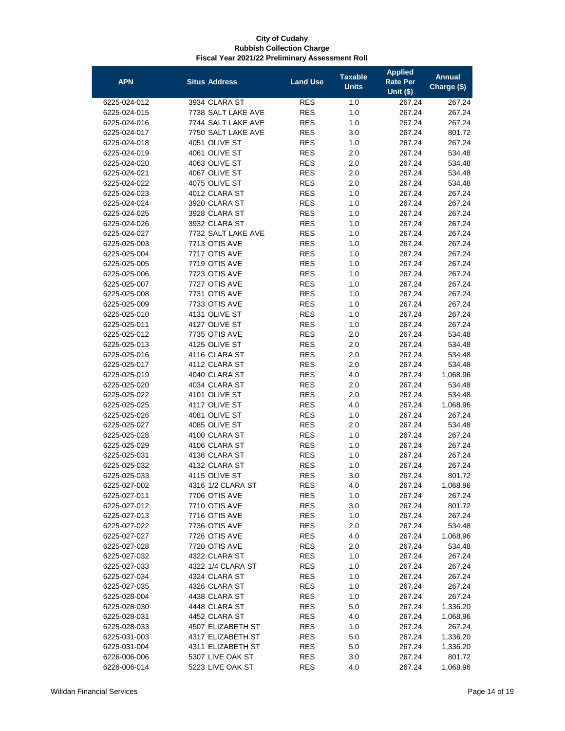**City of Cudahy**
**Rubbish Collection Charge**
**Fiscal Year 2021/22 Preliminary Assessment Roll**

| APN | Situs Address | Land Use | Taxable Units | Applied Rate Per Unit ($) | Annual Charge ($) |
|---|---|---|---|---|---|
| 6225-024-012 | 3934 CLARA ST | RES | 1.0 | 267.24 | 267.24 |
| 6225-024-015 | 7738 SALT LAKE AVE | RES | 1.0 | 267.24 | 267.24 |
| 6225-024-016 | 7744 SALT LAKE AVE | RES | 1.0 | 267.24 | 267.24 |
| 6225-024-017 | 7750 SALT LAKE AVE | RES | 3.0 | 267.24 | 801.72 |
| 6225-024-018 | 4051 OLIVE ST | RES | 1.0 | 267.24 | 267.24 |
| 6225-024-019 | 4061 OLIVE ST | RES | 2.0 | 267.24 | 534.48 |
| 6225-024-020 | 4063 OLIVE ST | RES | 2.0 | 267.24 | 534.48 |
| 6225-024-021 | 4067 OLIVE ST | RES | 2.0 | 267.24 | 534.48 |
| 6225-024-022 | 4075 OLIVE ST | RES | 2.0 | 267.24 | 534.48 |
| 6225-024-023 | 4012 CLARA ST | RES | 1.0 | 267.24 | 267.24 |
| 6225-024-024 | 3920 CLARA ST | RES | 1.0 | 267.24 | 267.24 |
| 6225-024-025 | 3928 CLARA ST | RES | 1.0 | 267.24 | 267.24 |
| 6225-024-026 | 3932 CLARA ST | RES | 1.0 | 267.24 | 267.24 |
| 6225-024-027 | 7732 SALT LAKE AVE | RES | 1.0 | 267.24 | 267.24 |
| 6225-025-003 | 7713 OTIS AVE | RES | 1.0 | 267.24 | 267.24 |
| 6225-025-004 | 7717 OTIS AVE | RES | 1.0 | 267.24 | 267.24 |
| 6225-025-005 | 7719 OTIS AVE | RES | 1.0 | 267.24 | 267.24 |
| 6225-025-006 | 7723 OTIS AVE | RES | 1.0 | 267.24 | 267.24 |
| 6225-025-007 | 7727 OTIS AVE | RES | 1.0 | 267.24 | 267.24 |
| 6225-025-008 | 7731 OTIS AVE | RES | 1.0 | 267.24 | 267.24 |
| 6225-025-009 | 7733 OTIS AVE | RES | 1.0 | 267.24 | 267.24 |
| 6225-025-010 | 4131 OLIVE ST | RES | 1.0 | 267.24 | 267.24 |
| 6225-025-011 | 4127 OLIVE ST | RES | 1.0 | 267.24 | 267.24 |
| 6225-025-012 | 7735 OTIS AVE | RES | 2.0 | 267.24 | 534.48 |
| 6225-025-013 | 4125 OLIVE ST | RES | 2.0 | 267.24 | 534.48 |
| 6225-025-016 | 4116 CLARA ST | RES | 2.0 | 267.24 | 534.48 |
| 6225-025-017 | 4112 CLARA ST | RES | 2.0 | 267.24 | 534.48 |
| 6225-025-019 | 4040 CLARA ST | RES | 4.0 | 267.24 | 1,068.96 |
| 6225-025-020 | 4034 CLARA ST | RES | 2.0 | 267.24 | 534.48 |
| 6225-025-022 | 4101 OLIVE ST | RES | 2.0 | 267.24 | 534.48 |
| 6225-025-025 | 4117 OLIVE ST | RES | 4.0 | 267.24 | 1,068.96 |
| 6225-025-026 | 4081 OLIVE ST | RES | 1.0 | 267.24 | 267.24 |
| 6225-025-027 | 4085 OLIVE ST | RES | 2.0 | 267.24 | 534.48 |
| 6225-025-028 | 4100 CLARA ST | RES | 1.0 | 267.24 | 267.24 |
| 6225-025-029 | 4106 CLARA ST | RES | 1.0 | 267.24 | 267.24 |
| 6225-025-031 | 4136 CLARA ST | RES | 1.0 | 267.24 | 267.24 |
| 6225-025-032 | 4132 CLARA ST | RES | 1.0 | 267.24 | 267.24 |
| 6225-025-033 | 4115 OLIVE ST | RES | 3.0 | 267.24 | 801.72 |
| 6225-027-002 | 4316 1/2 CLARA ST | RES | 4.0 | 267.24 | 1,068.96 |
| 6225-027-011 | 7706 OTIS AVE | RES | 1.0 | 267.24 | 267.24 |
| 6225-027-012 | 7710 OTIS AVE | RES | 3.0 | 267.24 | 801.72 |
| 6225-027-013 | 7716 OTIS AVE | RES | 1.0 | 267.24 | 267.24 |
| 6225-027-022 | 7736 OTIS AVE | RES | 2.0 | 267.24 | 534.48 |
| 6225-027-027 | 7726 OTIS AVE | RES | 4.0 | 267.24 | 1,068.96 |
| 6225-027-028 | 7720 OTIS AVE | RES | 2.0 | 267.24 | 534.48 |
| 6225-027-032 | 4322 CLARA ST | RES | 1.0 | 267.24 | 267.24 |
| 6225-027-033 | 4322 1/4 CLARA ST | RES | 1.0 | 267.24 | 267.24 |
| 6225-027-034 | 4324 CLARA ST | RES | 1.0 | 267.24 | 267.24 |
| 6225-027-035 | 4326 CLARA ST | RES | 1.0 | 267.24 | 267.24 |
| 6225-028-004 | 4438 CLARA ST | RES | 1.0 | 267.24 | 267.24 |
| 6225-028-030 | 4448 CLARA ST | RES | 5.0 | 267.24 | 1,336.20 |
| 6225-028-031 | 4452 CLARA ST | RES | 4.0 | 267.24 | 1,068.96 |
| 6225-028-033 | 4507 ELIZABETH ST | RES | 1.0 | 267.24 | 267.24 |
| 6225-031-003 | 4317 ELIZABETH ST | RES | 5.0 | 267.24 | 1,336.20 |
| 6225-031-004 | 4311 ELIZABETH ST | RES | 5.0 | 267.24 | 1,336.20 |
| 6226-006-006 | 5307 LIVE OAK ST | RES | 3.0 | 267.24 | 801.72 |
| 6226-006-014 | 5223 LIVE OAK ST | RES | 4.0 | 267.24 | 1,068.96 |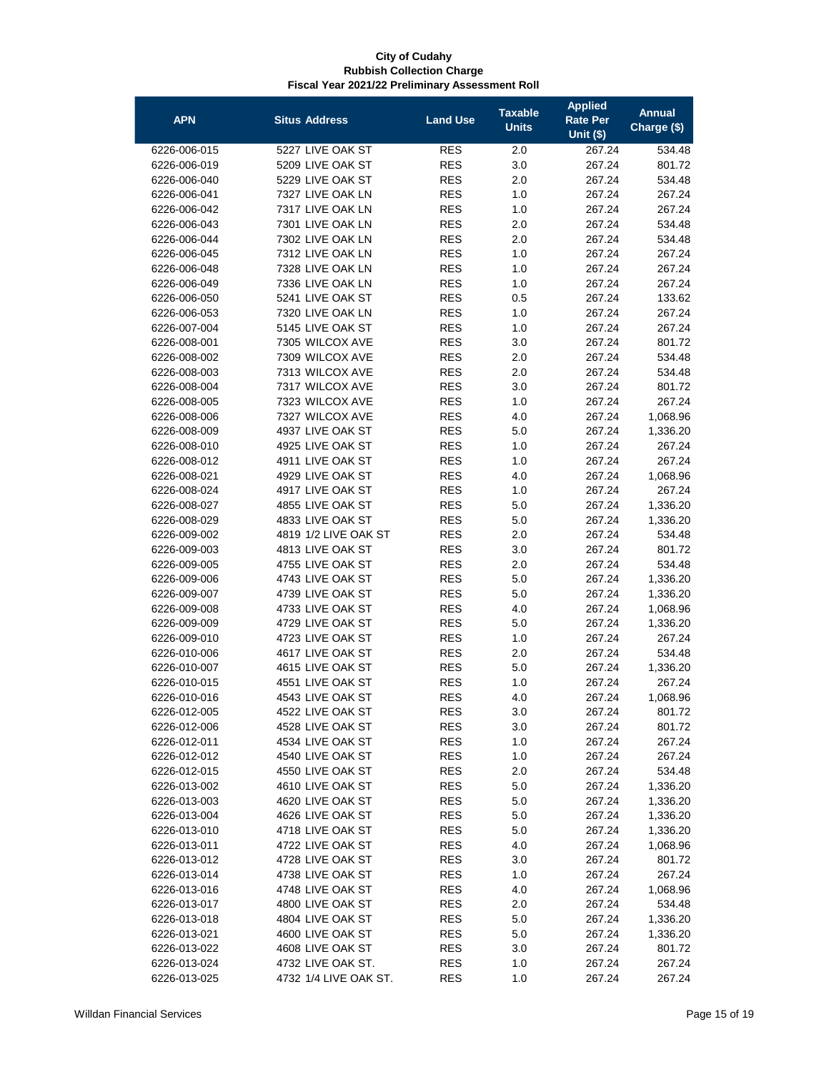**City of Cudahy**
**Rubbish Collection Charge**
**Fiscal Year 2021/22 Preliminary Assessment Roll**

| APN | Situs Address | Land Use | Taxable Units | Applied Rate Per Unit ($) | Annual Charge ($) |
|---|---|---|---|---|---|
| 6226-006-015 | 5227 LIVE OAK ST | RES | 2.0 | 267.24 | 534.48 |
| 6226-006-019 | 5209 LIVE OAK ST | RES | 3.0 | 267.24 | 801.72 |
| 6226-006-040 | 5229 LIVE OAK ST | RES | 2.0 | 267.24 | 534.48 |
| 6226-006-041 | 7327 LIVE OAK LN | RES | 1.0 | 267.24 | 267.24 |
| 6226-006-042 | 7317 LIVE OAK LN | RES | 1.0 | 267.24 | 267.24 |
| 6226-006-043 | 7301 LIVE OAK LN | RES | 2.0 | 267.24 | 534.48 |
| 6226-006-044 | 7302 LIVE OAK LN | RES | 2.0 | 267.24 | 534.48 |
| 6226-006-045 | 7312 LIVE OAK LN | RES | 1.0 | 267.24 | 267.24 |
| 6226-006-048 | 7328 LIVE OAK LN | RES | 1.0 | 267.24 | 267.24 |
| 6226-006-049 | 7336 LIVE OAK LN | RES | 1.0 | 267.24 | 267.24 |
| 6226-006-050 | 5241 LIVE OAK ST | RES | 0.5 | 267.24 | 133.62 |
| 6226-006-053 | 7320 LIVE OAK LN | RES | 1.0 | 267.24 | 267.24 |
| 6226-007-004 | 5145 LIVE OAK ST | RES | 1.0 | 267.24 | 267.24 |
| 6226-008-001 | 7305 WILCOX AVE | RES | 3.0 | 267.24 | 801.72 |
| 6226-008-002 | 7309 WILCOX AVE | RES | 2.0 | 267.24 | 534.48 |
| 6226-008-003 | 7313 WILCOX AVE | RES | 2.0 | 267.24 | 534.48 |
| 6226-008-004 | 7317 WILCOX AVE | RES | 3.0 | 267.24 | 801.72 |
| 6226-008-005 | 7323 WILCOX AVE | RES | 1.0 | 267.24 | 267.24 |
| 6226-008-006 | 7327 WILCOX AVE | RES | 4.0 | 267.24 | 1,068.96 |
| 6226-008-009 | 4937 LIVE OAK ST | RES | 5.0 | 267.24 | 1,336.20 |
| 6226-008-010 | 4925 LIVE OAK ST | RES | 1.0 | 267.24 | 267.24 |
| 6226-008-012 | 4911 LIVE OAK ST | RES | 1.0 | 267.24 | 267.24 |
| 6226-008-021 | 4929 LIVE OAK ST | RES | 4.0 | 267.24 | 1,068.96 |
| 6226-008-024 | 4917 LIVE OAK ST | RES | 1.0 | 267.24 | 267.24 |
| 6226-008-027 | 4855 LIVE OAK ST | RES | 5.0 | 267.24 | 1,336.20 |
| 6226-008-029 | 4833 LIVE OAK ST | RES | 5.0 | 267.24 | 1,336.20 |
| 6226-009-002 | 4819 1/2 LIVE OAK ST | RES | 2.0 | 267.24 | 534.48 |
| 6226-009-003 | 4813 LIVE OAK ST | RES | 3.0 | 267.24 | 801.72 |
| 6226-009-005 | 4755 LIVE OAK ST | RES | 2.0 | 267.24 | 534.48 |
| 6226-009-006 | 4743 LIVE OAK ST | RES | 5.0 | 267.24 | 1,336.20 |
| 6226-009-007 | 4739 LIVE OAK ST | RES | 5.0 | 267.24 | 1,336.20 |
| 6226-009-008 | 4733 LIVE OAK ST | RES | 4.0 | 267.24 | 1,068.96 |
| 6226-009-009 | 4729 LIVE OAK ST | RES | 5.0 | 267.24 | 1,336.20 |
| 6226-009-010 | 4723 LIVE OAK ST | RES | 1.0 | 267.24 | 267.24 |
| 6226-010-006 | 4617 LIVE OAK ST | RES | 2.0 | 267.24 | 534.48 |
| 6226-010-007 | 4615 LIVE OAK ST | RES | 5.0 | 267.24 | 1,336.20 |
| 6226-010-015 | 4551 LIVE OAK ST | RES | 1.0 | 267.24 | 267.24 |
| 6226-010-016 | 4543 LIVE OAK ST | RES | 4.0 | 267.24 | 1,068.96 |
| 6226-012-005 | 4522 LIVE OAK ST | RES | 3.0 | 267.24 | 801.72 |
| 6226-012-006 | 4528 LIVE OAK ST | RES | 3.0 | 267.24 | 801.72 |
| 6226-012-011 | 4534 LIVE OAK ST | RES | 1.0 | 267.24 | 267.24 |
| 6226-012-012 | 4540 LIVE OAK ST | RES | 1.0 | 267.24 | 267.24 |
| 6226-012-015 | 4550 LIVE OAK ST | RES | 2.0 | 267.24 | 534.48 |
| 6226-013-002 | 4610 LIVE OAK ST | RES | 5.0 | 267.24 | 1,336.20 |
| 6226-013-003 | 4620 LIVE OAK ST | RES | 5.0 | 267.24 | 1,336.20 |
| 6226-013-004 | 4626 LIVE OAK ST | RES | 5.0 | 267.24 | 1,336.20 |
| 6226-013-010 | 4718 LIVE OAK ST | RES | 5.0 | 267.24 | 1,336.20 |
| 6226-013-011 | 4722 LIVE OAK ST | RES | 4.0 | 267.24 | 1,068.96 |
| 6226-013-012 | 4728 LIVE OAK ST | RES | 3.0 | 267.24 | 801.72 |
| 6226-013-014 | 4738 LIVE OAK ST | RES | 1.0 | 267.24 | 267.24 |
| 6226-013-016 | 4748 LIVE OAK ST | RES | 4.0 | 267.24 | 1,068.96 |
| 6226-013-017 | 4800 LIVE OAK ST | RES | 2.0 | 267.24 | 534.48 |
| 6226-013-018 | 4804 LIVE OAK ST | RES | 5.0 | 267.24 | 1,336.20 |
| 6226-013-021 | 4600 LIVE OAK ST | RES | 5.0 | 267.24 | 1,336.20 |
| 6226-013-022 | 4608 LIVE OAK ST | RES | 3.0 | 267.24 | 801.72 |
| 6226-013-024 | 4732 LIVE OAK ST. | RES | 1.0 | 267.24 | 267.24 |
| 6226-013-025 | 4732 1/4 LIVE OAK ST. | RES | 1.0 | 267.24 | 267.24 |

Willdan Financial Services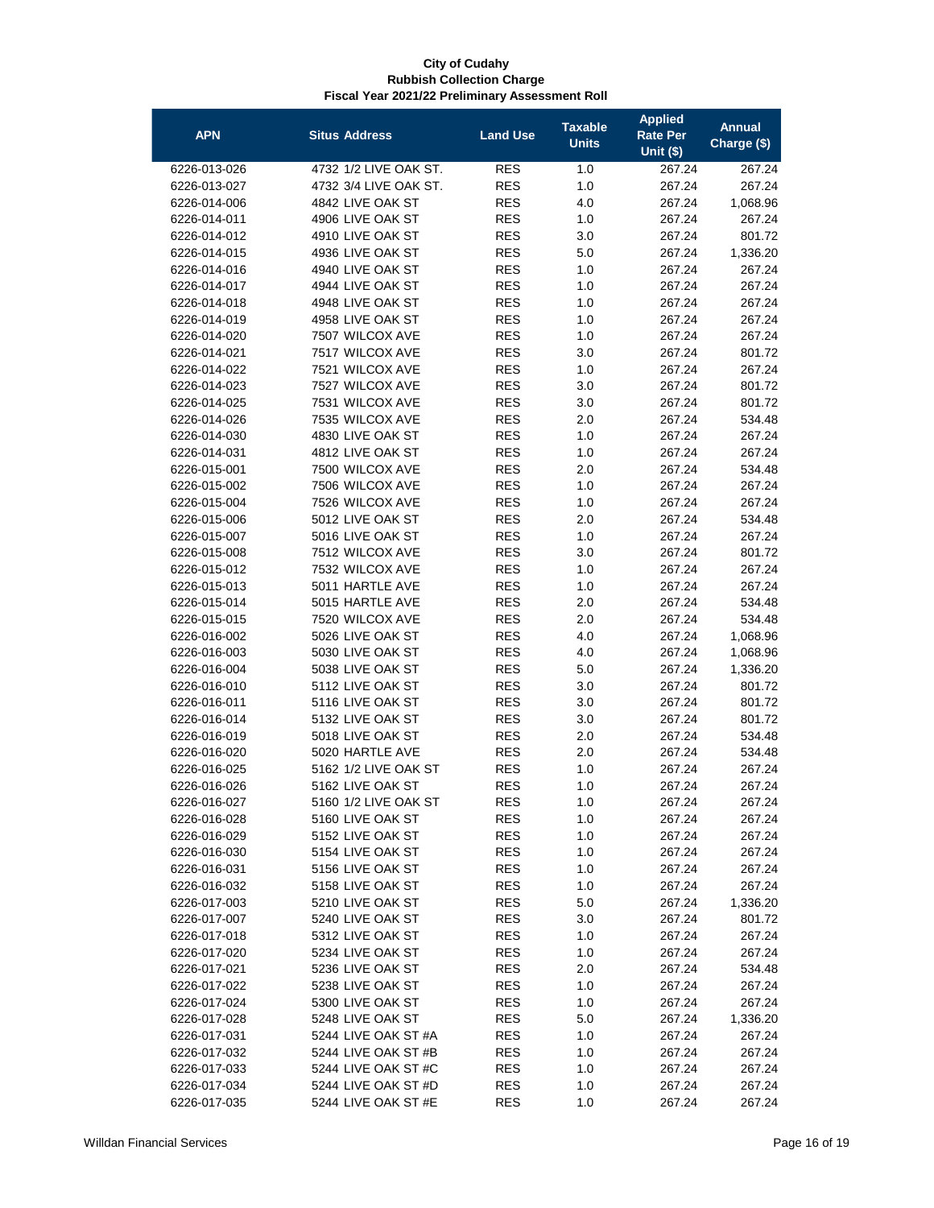**City of Cudahy**
**Rubbish Collection Charge**
**Fiscal Year 2021/22 Preliminary Assessment Roll**

| APN | Situs Address | Land Use | Taxable Units | Applied Rate Per Unit ($) | Annual Charge ($) |
|---|---|---|---|---|---|
| 6226-013-026 | 4732 1/2 LIVE OAK ST. | RES | 1.0 | 267.24 | 267.24 |
| 6226-013-027 | 4732 3/4 LIVE OAK ST. | RES | 1.0 | 267.24 | 267.24 |
| 6226-014-006 | 4842 LIVE OAK ST | RES | 4.0 | 267.24 | 1,068.96 |
| 6226-014-011 | 4906 LIVE OAK ST | RES | 1.0 | 267.24 | 267.24 |
| 6226-014-012 | 4910 LIVE OAK ST | RES | 3.0 | 267.24 | 801.72 |
| 6226-014-015 | 4936 LIVE OAK ST | RES | 5.0 | 267.24 | 1,336.20 |
| 6226-014-016 | 4940 LIVE OAK ST | RES | 1.0 | 267.24 | 267.24 |
| 6226-014-017 | 4944 LIVE OAK ST | RES | 1.0 | 267.24 | 267.24 |
| 6226-014-018 | 4948 LIVE OAK ST | RES | 1.0 | 267.24 | 267.24 |
| 6226-014-019 | 4958 LIVE OAK ST | RES | 1.0 | 267.24 | 267.24 |
| 6226-014-020 | 7507 WILCOX AVE | RES | 1.0 | 267.24 | 267.24 |
| 6226-014-021 | 7517 WILCOX AVE | RES | 3.0 | 267.24 | 801.72 |
| 6226-014-022 | 7521 WILCOX AVE | RES | 1.0 | 267.24 | 267.24 |
| 6226-014-023 | 7527 WILCOX AVE | RES | 3.0 | 267.24 | 801.72 |
| 6226-014-025 | 7531 WILCOX AVE | RES | 3.0 | 267.24 | 801.72 |
| 6226-014-026 | 7535 WILCOX AVE | RES | 2.0 | 267.24 | 534.48 |
| 6226-014-030 | 4830 LIVE OAK ST | RES | 1.0 | 267.24 | 267.24 |
| 6226-014-031 | 4812 LIVE OAK ST | RES | 1.0 | 267.24 | 267.24 |
| 6226-015-001 | 7500 WILCOX AVE | RES | 2.0 | 267.24 | 534.48 |
| 6226-015-002 | 7506 WILCOX AVE | RES | 1.0 | 267.24 | 267.24 |
| 6226-015-004 | 7526 WILCOX AVE | RES | 1.0 | 267.24 | 267.24 |
| 6226-015-006 | 5012 LIVE OAK ST | RES | 2.0 | 267.24 | 534.48 |
| 6226-015-007 | 5016 LIVE OAK ST | RES | 1.0 | 267.24 | 267.24 |
| 6226-015-008 | 7512 WILCOX AVE | RES | 3.0 | 267.24 | 801.72 |
| 6226-015-012 | 7532 WILCOX AVE | RES | 1.0 | 267.24 | 267.24 |
| 6226-015-013 | 5011 HARTLE AVE | RES | 1.0 | 267.24 | 267.24 |
| 6226-015-014 | 5015 HARTLE AVE | RES | 2.0 | 267.24 | 534.48 |
| 6226-015-015 | 7520 WILCOX AVE | RES | 2.0 | 267.24 | 534.48 |
| 6226-016-002 | 5026 LIVE OAK ST | RES | 4.0 | 267.24 | 1,068.96 |
| 6226-016-003 | 5030 LIVE OAK ST | RES | 4.0 | 267.24 | 1,068.96 |
| 6226-016-004 | 5038 LIVE OAK ST | RES | 5.0 | 267.24 | 1,336.20 |
| 6226-016-010 | 5112 LIVE OAK ST | RES | 3.0 | 267.24 | 801.72 |
| 6226-016-011 | 5116 LIVE OAK ST | RES | 3.0 | 267.24 | 801.72 |
| 6226-016-014 | 5132 LIVE OAK ST | RES | 3.0 | 267.24 | 801.72 |
| 6226-016-019 | 5018 LIVE OAK ST | RES | 2.0 | 267.24 | 534.48 |
| 6226-016-020 | 5020 HARTLE AVE | RES | 2.0 | 267.24 | 534.48 |
| 6226-016-025 | 5162 1/2 LIVE OAK ST | RES | 1.0 | 267.24 | 267.24 |
| 6226-016-026 | 5162 LIVE OAK ST | RES | 1.0 | 267.24 | 267.24 |
| 6226-016-027 | 5160 1/2 LIVE OAK ST | RES | 1.0 | 267.24 | 267.24 |
| 6226-016-028 | 5160 LIVE OAK ST | RES | 1.0 | 267.24 | 267.24 |
| 6226-016-029 | 5152 LIVE OAK ST | RES | 1.0 | 267.24 | 267.24 |
| 6226-016-030 | 5154 LIVE OAK ST | RES | 1.0 | 267.24 | 267.24 |
| 6226-016-031 | 5156 LIVE OAK ST | RES | 1.0 | 267.24 | 267.24 |
| 6226-016-032 | 5158 LIVE OAK ST | RES | 1.0 | 267.24 | 267.24 |
| 6226-017-003 | 5210 LIVE OAK ST | RES | 5.0 | 267.24 | 1,336.20 |
| 6226-017-007 | 5240 LIVE OAK ST | RES | 3.0 | 267.24 | 801.72 |
| 6226-017-018 | 5312 LIVE OAK ST | RES | 1.0 | 267.24 | 267.24 |
| 6226-017-020 | 5234 LIVE OAK ST | RES | 1.0 | 267.24 | 267.24 |
| 6226-017-021 | 5236 LIVE OAK ST | RES | 2.0 | 267.24 | 534.48 |
| 6226-017-022 | 5238 LIVE OAK ST | RES | 1.0 | 267.24 | 267.24 |
| 6226-017-024 | 5300 LIVE OAK ST | RES | 1.0 | 267.24 | 267.24 |
| 6226-017-028 | 5248 LIVE OAK ST | RES | 5.0 | 267.24 | 1,336.20 |
| 6226-017-031 | 5244 LIVE OAK ST #A | RES | 1.0 | 267.24 | 267.24 |
| 6226-017-032 | 5244 LIVE OAK ST #B | RES | 1.0 | 267.24 | 267.24 |
| 6226-017-033 | 5244 LIVE OAK ST #C | RES | 1.0 | 267.24 | 267.24 |
| 6226-017-034 | 5244 LIVE OAK ST #D | RES | 1.0 | 267.24 | 267.24 |
| 6226-017-035 | 5244 LIVE OAK ST #E | RES | 1.0 | 267.24 | 267.24 |

Willdan Financial Services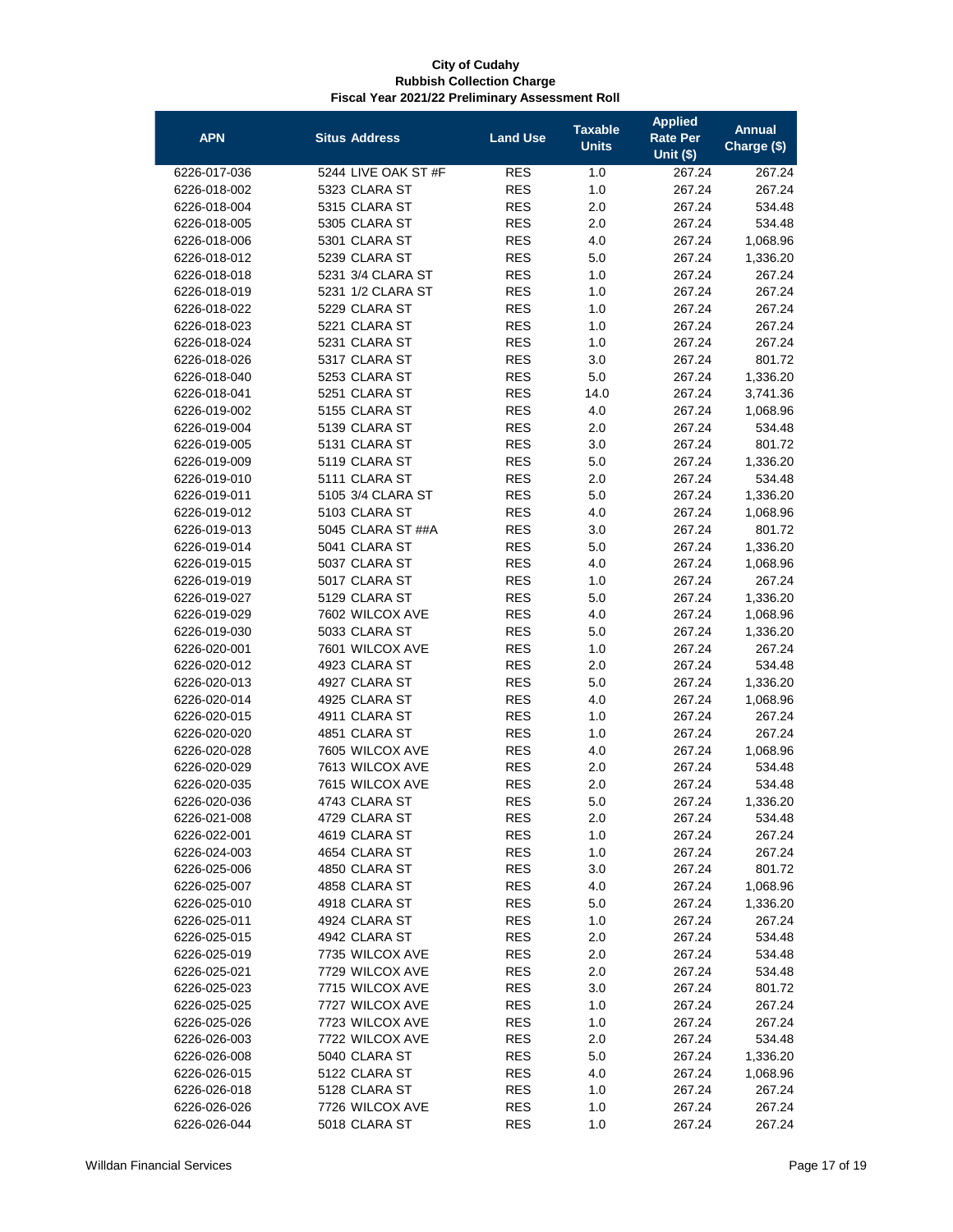**City of Cudahy**
**Rubbish Collection Charge**
**Fiscal Year 2021/22 Preliminary Assessment Roll**

| APN | Situs Address | Land Use | Taxable Units | Applied Rate Per Unit ($) | Annual Charge ($) |
|---|---|---|---|---|---|
| 6226-017-036 | 5244 LIVE OAK ST #F | RES | 1.0 | 267.24 | 267.24 |
| 6226-018-002 | 5323 CLARA ST | RES | 1.0 | 267.24 | 267.24 |
| 6226-018-004 | 5315 CLARA ST | RES | 2.0 | 267.24 | 534.48 |
| 6226-018-005 | 5305 CLARA ST | RES | 2.0 | 267.24 | 534.48 |
| 6226-018-006 | 5301 CLARA ST | RES | 4.0 | 267.24 | 1,068.96 |
| 6226-018-012 | 5239 CLARA ST | RES | 5.0 | 267.24 | 1,336.20 |
| 6226-018-018 | 5231 3/4 CLARA ST | RES | 1.0 | 267.24 | 267.24 |
| 6226-018-019 | 5231 1/2 CLARA ST | RES | 1.0 | 267.24 | 267.24 |
| 6226-018-022 | 5229 CLARA ST | RES | 1.0 | 267.24 | 267.24 |
| 6226-018-023 | 5221 CLARA ST | RES | 1.0 | 267.24 | 267.24 |
| 6226-018-024 | 5231 CLARA ST | RES | 1.0 | 267.24 | 267.24 |
| 6226-018-026 | 5317 CLARA ST | RES | 3.0 | 267.24 | 801.72 |
| 6226-018-040 | 5253 CLARA ST | RES | 5.0 | 267.24 | 1,336.20 |
| 6226-018-041 | 5251 CLARA ST | RES | 14.0 | 267.24 | 3,741.36 |
| 6226-019-002 | 5155 CLARA ST | RES | 4.0 | 267.24 | 1,068.96 |
| 6226-019-004 | 5139 CLARA ST | RES | 2.0 | 267.24 | 534.48 |
| 6226-019-005 | 5131 CLARA ST | RES | 3.0 | 267.24 | 801.72 |
| 6226-019-009 | 5119 CLARA ST | RES | 5.0 | 267.24 | 1,336.20 |
| 6226-019-010 | 5111 CLARA ST | RES | 2.0 | 267.24 | 534.48 |
| 6226-019-011 | 5105 3/4 CLARA ST | RES | 5.0 | 267.24 | 1,336.20 |
| 6226-019-012 | 5103 CLARA ST | RES | 4.0 | 267.24 | 1,068.96 |
| 6226-019-013 | 5045 CLARA ST ##A | RES | 3.0 | 267.24 | 801.72 |
| 6226-019-014 | 5041 CLARA ST | RES | 5.0 | 267.24 | 1,336.20 |
| 6226-019-015 | 5037 CLARA ST | RES | 4.0 | 267.24 | 1,068.96 |
| 6226-019-019 | 5017 CLARA ST | RES | 1.0 | 267.24 | 267.24 |
| 6226-019-027 | 5129 CLARA ST | RES | 5.0 | 267.24 | 1,336.20 |
| 6226-019-029 | 7602 WILCOX AVE | RES | 4.0 | 267.24 | 1,068.96 |
| 6226-019-030 | 5033 CLARA ST | RES | 5.0 | 267.24 | 1,336.20 |
| 6226-020-001 | 7601 WILCOX AVE | RES | 1.0 | 267.24 | 267.24 |
| 6226-020-012 | 4923 CLARA ST | RES | 2.0 | 267.24 | 534.48 |
| 6226-020-013 | 4927 CLARA ST | RES | 5.0 | 267.24 | 1,336.20 |
| 6226-020-014 | 4925 CLARA ST | RES | 4.0 | 267.24 | 1,068.96 |
| 6226-020-015 | 4911 CLARA ST | RES | 1.0 | 267.24 | 267.24 |
| 6226-020-020 | 4851 CLARA ST | RES | 1.0 | 267.24 | 267.24 |
| 6226-020-028 | 7605 WILCOX AVE | RES | 4.0 | 267.24 | 1,068.96 |
| 6226-020-029 | 7613 WILCOX AVE | RES | 2.0 | 267.24 | 534.48 |
| 6226-020-035 | 7615 WILCOX AVE | RES | 2.0 | 267.24 | 534.48 |
| 6226-020-036 | 4743 CLARA ST | RES | 5.0 | 267.24 | 1,336.20 |
| 6226-021-008 | 4729 CLARA ST | RES | 2.0 | 267.24 | 534.48 |
| 6226-022-001 | 4619 CLARA ST | RES | 1.0 | 267.24 | 267.24 |
| 6226-024-003 | 4654 CLARA ST | RES | 1.0 | 267.24 | 267.24 |
| 6226-025-006 | 4850 CLARA ST | RES | 3.0 | 267.24 | 801.72 |
| 6226-025-007 | 4858 CLARA ST | RES | 4.0 | 267.24 | 1,068.96 |
| 6226-025-010 | 4918 CLARA ST | RES | 5.0 | 267.24 | 1,336.20 |
| 6226-025-011 | 4924 CLARA ST | RES | 1.0 | 267.24 | 267.24 |
| 6226-025-015 | 4942 CLARA ST | RES | 2.0 | 267.24 | 534.48 |
| 6226-025-019 | 7735 WILCOX AVE | RES | 2.0 | 267.24 | 534.48 |
| 6226-025-021 | 7729 WILCOX AVE | RES | 2.0 | 267.24 | 534.48 |
| 6226-025-023 | 7715 WILCOX AVE | RES | 3.0 | 267.24 | 801.72 |
| 6226-025-025 | 7727 WILCOX AVE | RES | 1.0 | 267.24 | 267.24 |
| 6226-025-026 | 7723 WILCOX AVE | RES | 1.0 | 267.24 | 267.24 |
| 6226-026-003 | 7722 WILCOX AVE | RES | 2.0 | 267.24 | 534.48 |
| 6226-026-008 | 5040 CLARA ST | RES | 5.0 | 267.24 | 1,336.20 |
| 6226-026-015 | 5122 CLARA ST | RES | 4.0 | 267.24 | 1,068.96 |
| 6226-026-018 | 5128 CLARA ST | RES | 1.0 | 267.24 | 267.24 |
| 6226-026-026 | 7726 WILCOX AVE | RES | 1.0 | 267.24 | 267.24 |
| 6226-026-044 | 5018 CLARA ST | RES | 1.0 | 267.24 | 267.24 |

Willdan Financial Services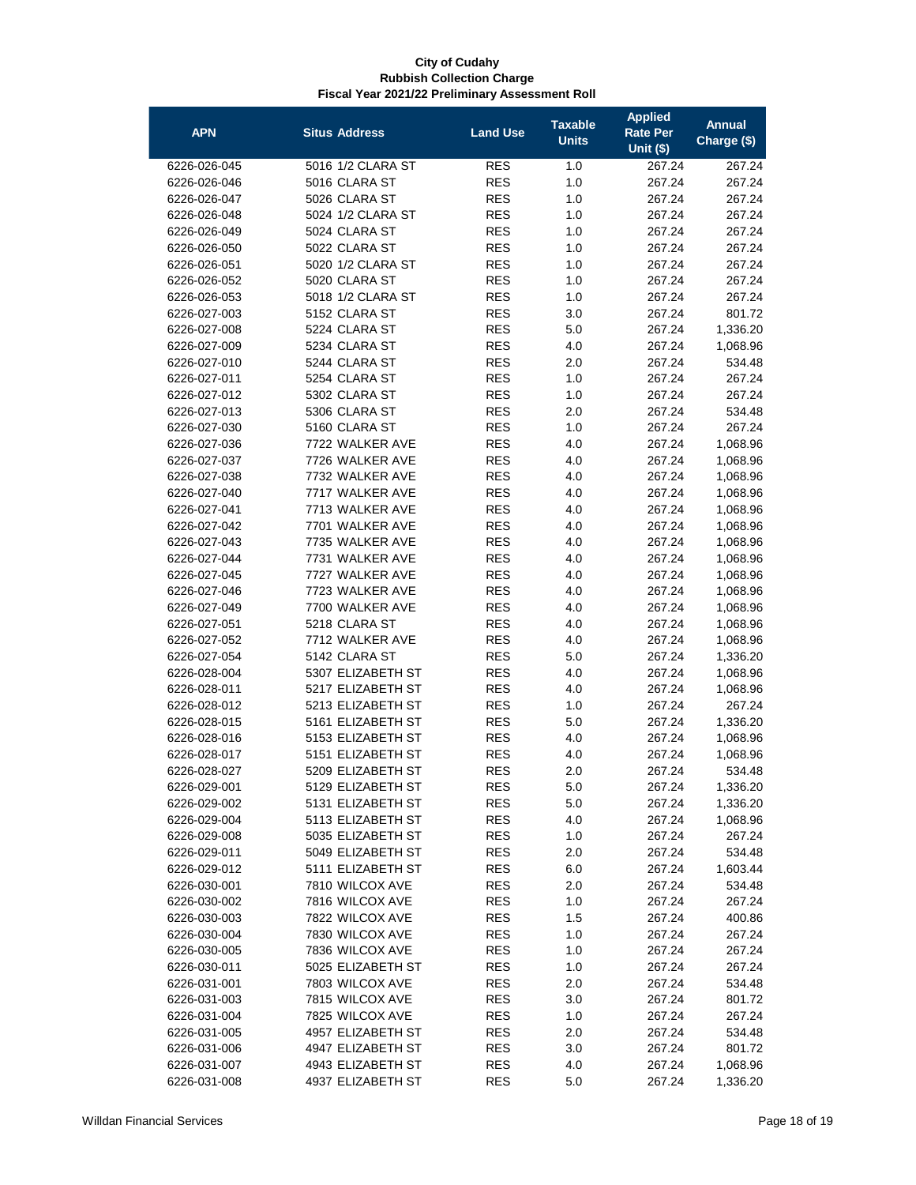**City of Cudahy**
**Rubbish Collection Charge**
**Fiscal Year 2021/22 Preliminary Assessment Roll**

| APN | Situs Address | Land Use | Taxable Units | Applied Rate Per Unit ($) | Annual Charge ($) |
|---|---|---|---|---|---|
| 6226-026-045 | 5016 1/2 CLARA ST | RES | 1.0 | 267.24 | 267.24 |
| 6226-026-046 | 5016 CLARA ST | RES | 1.0 | 267.24 | 267.24 |
| 6226-026-047 | 5026 CLARA ST | RES | 1.0 | 267.24 | 267.24 |
| 6226-026-048 | 5024 1/2 CLARA ST | RES | 1.0 | 267.24 | 267.24 |
| 6226-026-049 | 5024 CLARA ST | RES | 1.0 | 267.24 | 267.24 |
| 6226-026-050 | 5022 CLARA ST | RES | 1.0 | 267.24 | 267.24 |
| 6226-026-051 | 5020 1/2 CLARA ST | RES | 1.0 | 267.24 | 267.24 |
| 6226-026-052 | 5020 CLARA ST | RES | 1.0 | 267.24 | 267.24 |
| 6226-026-053 | 5018 1/2 CLARA ST | RES | 1.0 | 267.24 | 267.24 |
| 6226-027-003 | 5152 CLARA ST | RES | 3.0 | 267.24 | 801.72 |
| 6226-027-008 | 5224 CLARA ST | RES | 5.0 | 267.24 | 1,336.20 |
| 6226-027-009 | 5234 CLARA ST | RES | 4.0 | 267.24 | 1,068.96 |
| 6226-027-010 | 5244 CLARA ST | RES | 2.0 | 267.24 | 534.48 |
| 6226-027-011 | 5254 CLARA ST | RES | 1.0 | 267.24 | 267.24 |
| 6226-027-012 | 5302 CLARA ST | RES | 1.0 | 267.24 | 267.24 |
| 6226-027-013 | 5306 CLARA ST | RES | 2.0 | 267.24 | 534.48 |
| 6226-027-030 | 5160 CLARA ST | RES | 1.0 | 267.24 | 267.24 |
| 6226-027-036 | 7722 WALKER AVE | RES | 4.0 | 267.24 | 1,068.96 |
| 6226-027-037 | 7726 WALKER AVE | RES | 4.0 | 267.24 | 1,068.96 |
| 6226-027-038 | 7732 WALKER AVE | RES | 4.0 | 267.24 | 1,068.96 |
| 6226-027-040 | 7717 WALKER AVE | RES | 4.0 | 267.24 | 1,068.96 |
| 6226-027-041 | 7713 WALKER AVE | RES | 4.0 | 267.24 | 1,068.96 |
| 6226-027-042 | 7701 WALKER AVE | RES | 4.0 | 267.24 | 1,068.96 |
| 6226-027-043 | 7735 WALKER AVE | RES | 4.0 | 267.24 | 1,068.96 |
| 6226-027-044 | 7731 WALKER AVE | RES | 4.0 | 267.24 | 1,068.96 |
| 6226-027-045 | 7727 WALKER AVE | RES | 4.0 | 267.24 | 1,068.96 |
| 6226-027-046 | 7723 WALKER AVE | RES | 4.0 | 267.24 | 1,068.96 |
| 6226-027-049 | 7700 WALKER AVE | RES | 4.0 | 267.24 | 1,068.96 |
| 6226-027-051 | 5218 CLARA ST | RES | 4.0 | 267.24 | 1,068.96 |
| 6226-027-052 | 7712 WALKER AVE | RES | 4.0 | 267.24 | 1,068.96 |
| 6226-027-054 | 5142 CLARA ST | RES | 5.0 | 267.24 | 1,336.20 |
| 6226-028-004 | 5307 ELIZABETH ST | RES | 4.0 | 267.24 | 1,068.96 |
| 6226-028-011 | 5217 ELIZABETH ST | RES | 4.0 | 267.24 | 1,068.96 |
| 6226-028-012 | 5213 ELIZABETH ST | RES | 1.0 | 267.24 | 267.24 |
| 6226-028-015 | 5161 ELIZABETH ST | RES | 5.0 | 267.24 | 1,336.20 |
| 6226-028-016 | 5153 ELIZABETH ST | RES | 4.0 | 267.24 | 1,068.96 |
| 6226-028-017 | 5151 ELIZABETH ST | RES | 4.0 | 267.24 | 1,068.96 |
| 6226-028-027 | 5209 ELIZABETH ST | RES | 2.0 | 267.24 | 534.48 |
| 6226-029-001 | 5129 ELIZABETH ST | RES | 5.0 | 267.24 | 1,336.20 |
| 6226-029-002 | 5131 ELIZABETH ST | RES | 5.0 | 267.24 | 1,336.20 |
| 6226-029-004 | 5113 ELIZABETH ST | RES | 4.0 | 267.24 | 1,068.96 |
| 6226-029-008 | 5035 ELIZABETH ST | RES | 1.0 | 267.24 | 267.24 |
| 6226-029-011 | 5049 ELIZABETH ST | RES | 2.0 | 267.24 | 534.48 |
| 6226-029-012 | 5111 ELIZABETH ST | RES | 6.0 | 267.24 | 1,603.44 |
| 6226-030-001 | 7810 WILCOX AVE | RES | 2.0 | 267.24 | 534.48 |
| 6226-030-002 | 7816 WILCOX AVE | RES | 1.0 | 267.24 | 267.24 |
| 6226-030-003 | 7822 WILCOX AVE | RES | 1.5 | 267.24 | 400.86 |
| 6226-030-004 | 7830 WILCOX AVE | RES | 1.0 | 267.24 | 267.24 |
| 6226-030-005 | 7836 WILCOX AVE | RES | 1.0 | 267.24 | 267.24 |
| 6226-030-011 | 5025 ELIZABETH ST | RES | 1.0 | 267.24 | 267.24 |
| 6226-031-001 | 7803 WILCOX AVE | RES | 2.0 | 267.24 | 534.48 |
| 6226-031-003 | 7815 WILCOX AVE | RES | 3.0 | 267.24 | 801.72 |
| 6226-031-004 | 7825 WILCOX AVE | RES | 1.0 | 267.24 | 267.24 |
| 6226-031-005 | 4957 ELIZABETH ST | RES | 2.0 | 267.24 | 534.48 |
| 6226-031-006 | 4947 ELIZABETH ST | RES | 3.0 | 267.24 | 801.72 |
| 6226-031-007 | 4943 ELIZABETH ST | RES | 4.0 | 267.24 | 1,068.96 |
| 6226-031-008 | 4937 ELIZABETH ST | RES | 5.0 | 267.24 | 1,336.20 |

Willdan Financial Services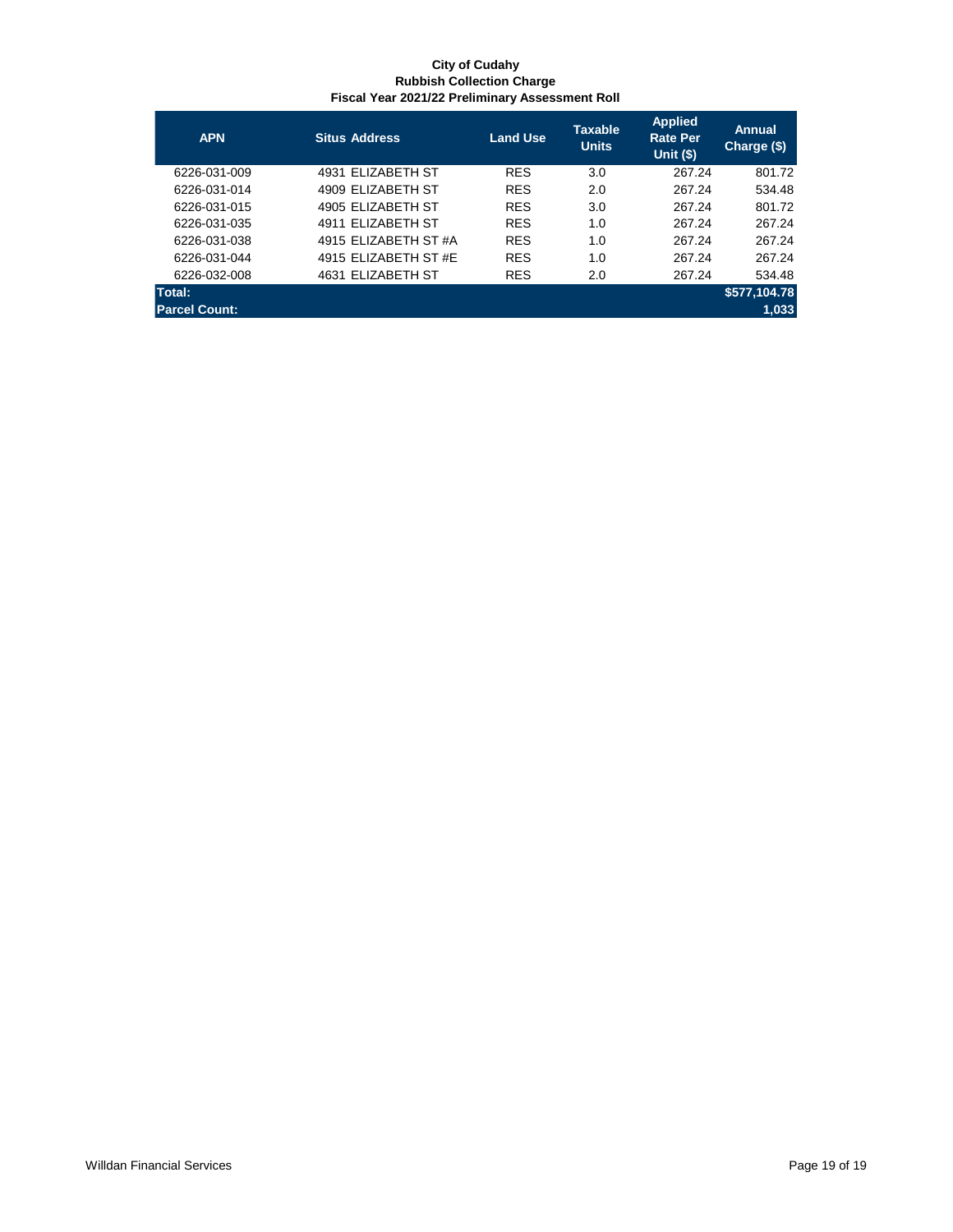**City of Cudahy**
**Rubbish Collection Charge**
**Fiscal Year 2021/22 Preliminary Assessment Roll**

| APN | Situs Address | Land Use | Taxable Units | Applied Rate Per Unit ($) | Annual Charge ($) |
|---|---|---|---|---|---|
| 6226-031-009 | 4931 ELIZABETH ST | RES | 3.0 | 267.24 | 801.72 |
| 6226-031-014 | 4909 ELIZABETH ST | RES | 2.0 | 267.24 | 534.48 |
| 6226-031-015 | 4905 ELIZABETH ST | RES | 3.0 | 267.24 | 801.72 |
| 6226-031-035 | 4911 ELIZABETH ST | RES | 1.0 | 267.24 | 267.24 |
| 6226-031-038 | 4915 ELIZABETH ST #A | RES | 1.0 | 267.24 | 267.24 |
| 6226-031-044 | 4915 ELIZABETH ST #E | RES | 1.0 | 267.24 | 267.24 |
| 6226-032-008 | 4631 ELIZABETH ST | RES | 2.0 | 267.24 | 534.48 |
| **Total:** | | | | | **$577,104.78** |
| **Parcel Count:** | | | | | **1,033** |